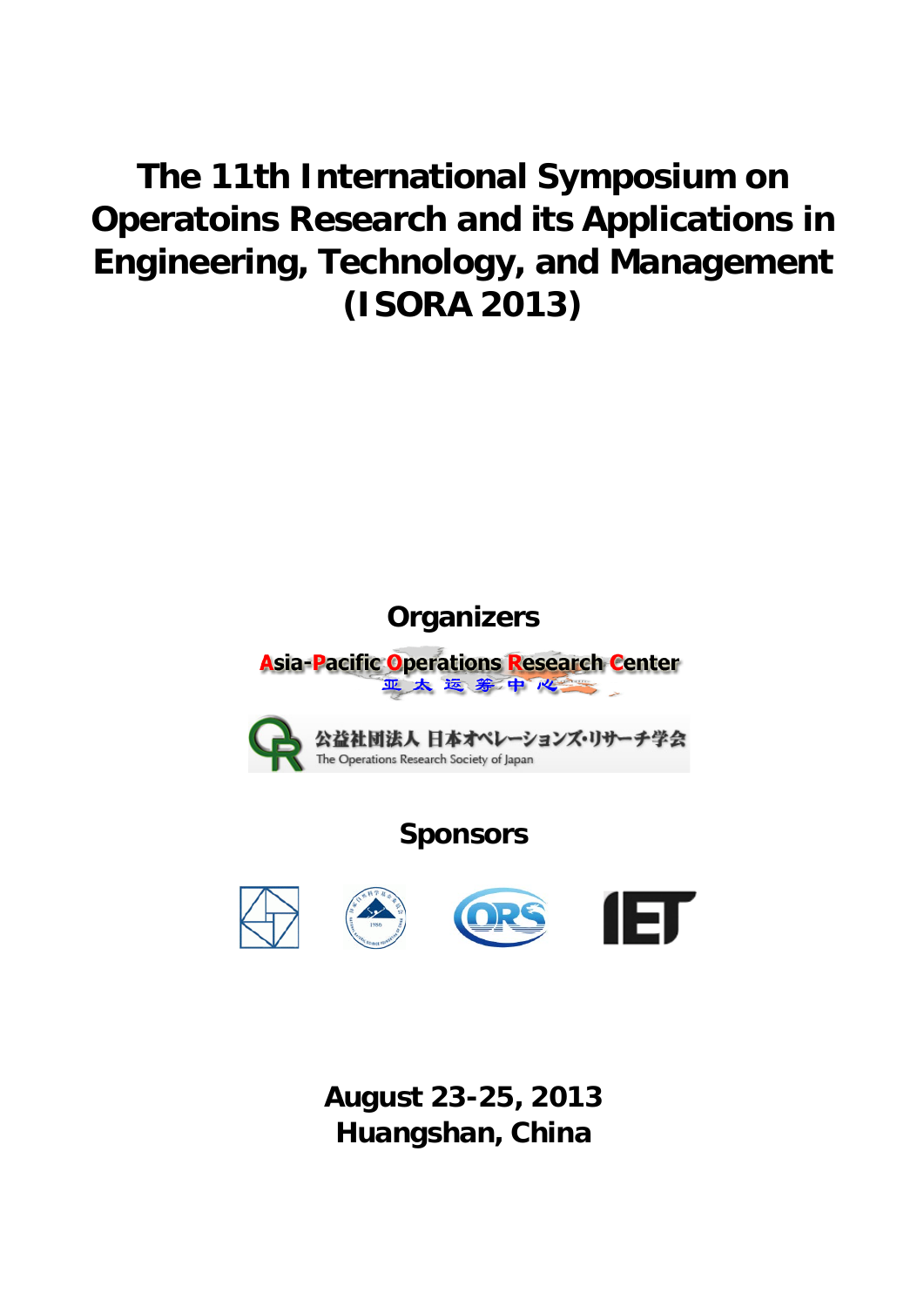# The 11th International Symposium on Operatoins Research and its Applications in Engineering, Technology, and Management (ISORA 2013)

## Organizers

Asia-Pacific Operations Research Center

亚太运筹中心

公益社団法人 日本オペレーションズ・リサーチ学会

The Operations Research Society of Japan

## Sponsors

**August 23-25, 2013**

**Huangshan, China**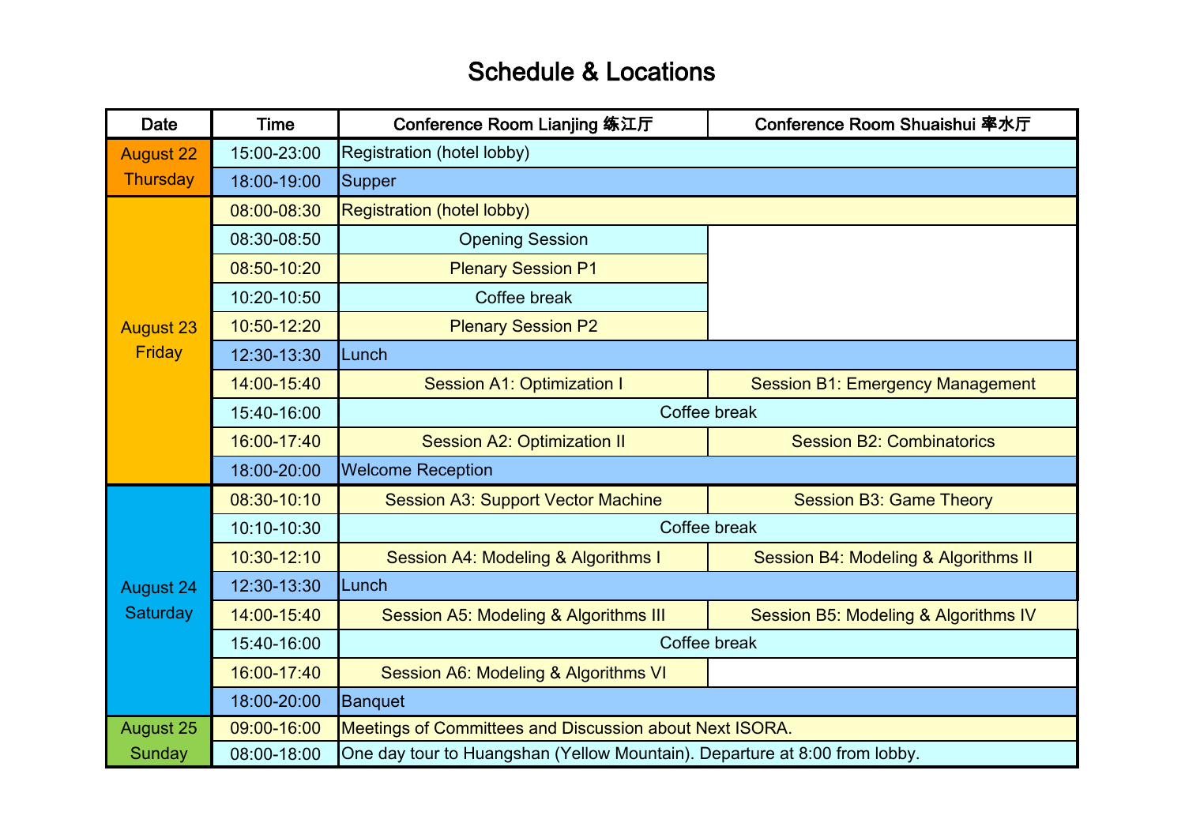# Schedule & Locations

| Date | Time | Conference Room Lianjing 练江厅 | Conference Room Shuaishui 率水厅 |
|---|---|---|---|
| August 22 Thursday | 15:00-23:00 | Registration (hotel lobby) | |
| | 18:00-19:00 | Supper | |
| August 23 Friday | 08:00-08:30 | Registration (hotel lobby) | |
| | 08:30-08:50 | Opening Session | |
| | 08:50-10:20 | Plenary Session P1 | |
| | 10:20-10:50 | Coffee break | |
| | 10:50-12:20 | Plenary Session P2 | |
| | 12:30-13:30 | Lunch | |
| | 14:00-15:40 | Session A1: Optimization I | Session B1: Emergency Management |
| | 15:40-16:00 | Coffee break | |
| | 16:00-17:40 | Session A2: Optimization II | Session B2: Combinatorics |
| | 18:00-20:00 | Welcome Reception | |
| August 24 Saturday | 08:30-10:10 | Session A3: Support Vector Machine | Session B3: Game Theory |
| | 10:10-10:30 | Coffee break | |
| | 10:30-12:10 | Session A4: Modeling & Algorithms I | Session B4: Modeling & Algorithms II |
| | 12:30-13:30 | Lunch | |
| | 14:00-15:40 | Session A5: Modeling & Algorithms III | Session B5: Modeling & Algorithms IV |
| | 15:40-16:00 | Coffee break | |
| | 16:00-17:40 | Session A6: Modeling & Algorithms VI | |
| | 18:00-20:00 | Banquet | |
| August 25 Sunday | 09:00-16:00 | Meetings of Committees and Discussion about Next ISORA. | |
| | 08:00-18:00 | One day tour to Huangshan (Yellow Mountain). Departure at 8:00 from lobby. | |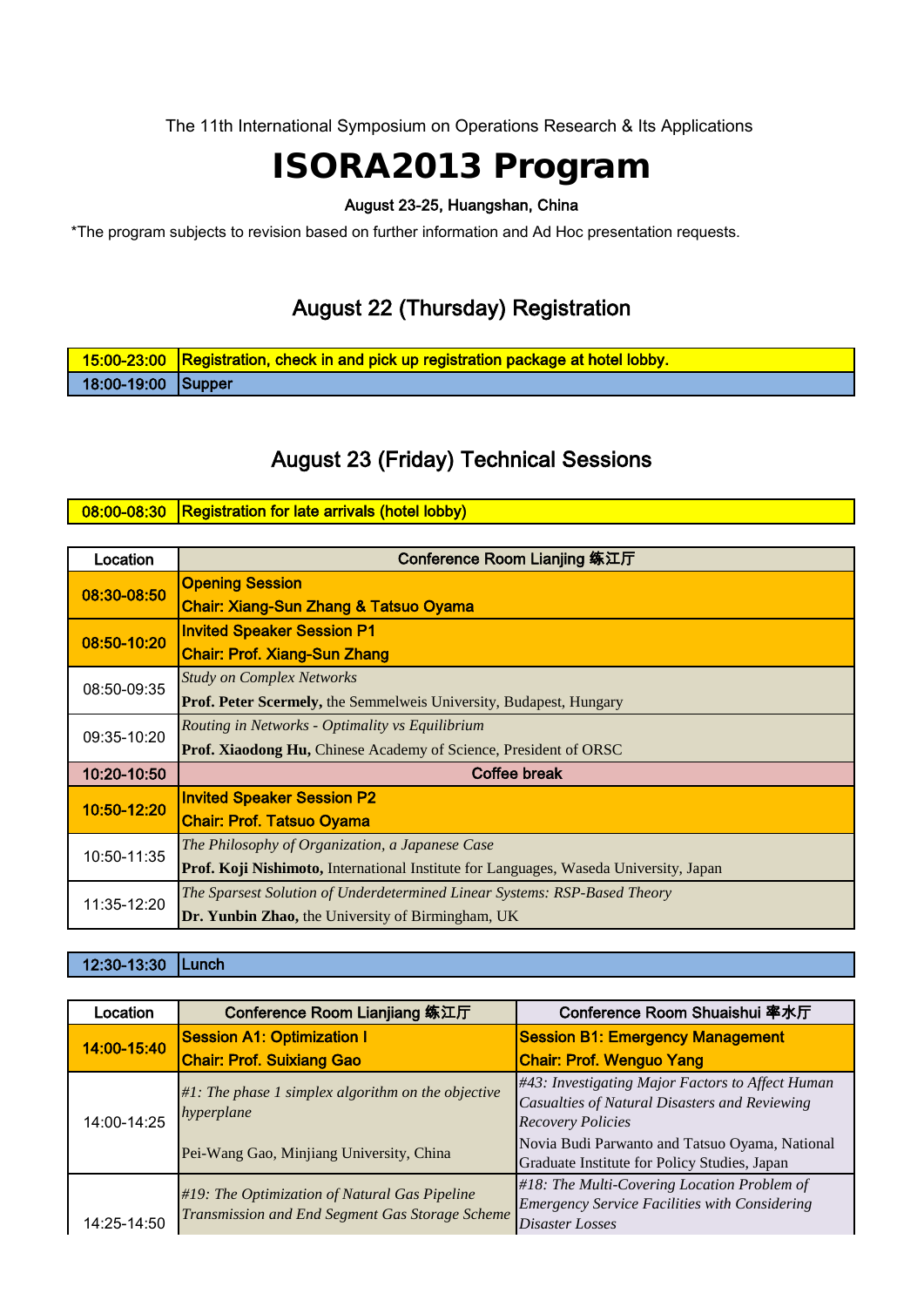The 11th International Symposium on Operations Research & Its Applications

# ISORA2013 Program

August 23-25, Huangshan, China

*The program subjects to revision based on further information and Ad Hoc presentation requests.

## August 22 (Thursday) Registration

| | |
|---|---|
| 15:00-23:00 | Registration, check in and pick up registration package at hotel lobby. |
| 18:00-19:00 | Supper |

## August 23 (Friday) Technical Sessions

| | |
|---|---|
| 08:00-08:30 | Registration for late arrivals (hotel lobby) |

| Location | Conference Room Lianjing 练江厅 |
|---|---|
| 08:30-08:50 | **Opening Session**<br>**Chair: Xiang-Sun Zhang & Tatsuo Oyama** |
| 08:50-10:20 | **Invited Speaker Session P1**<br>**Chair: Prof. Xiang-Sun Zhang** |
| 08:50-09:35 | *Study on Complex Networks*<br>**Prof. Peter Scermely,** the Semmelweis University, Budapest, Hungary |
| 09:35-10:20 | *Routing in Networks - Optimality vs Equilibrium*<br>**Prof. Xiaodong Hu,** Chinese Academy of Science, President of ORSC |
| 10:20-10:50 | Coffee break |
| 10:50-12:20 | **Invited Speaker Session P2**<br>**Chair: Prof. Tatsuo Oyama** |
| 10:50-11:35 | *The Philosophy of Organization, a Japanese Case*<br>**Prof. Koji Nishimoto,** International Institute for Languages, Waseda University, Japan |
| 11:35-12:20 | *The Sparsest Solution of Underdetermined Linear Systems: RSP-Based Theory*<br>**Dr. Yunbin Zhao,** the University of Birmingham, UK |

| | |
|---|---|
| 12:30-13:30 | Lunch |

| Location | Conference Room Lianjiang 练江厅 | Conference Room Shuaishui 率水厅 |
|---|---|---|
| 14:00-15:40 | **Session A1: Optimization I**<br>**Chair: Prof. Suixiang Gao** | **Session B1: Emergency Management**<br>**Chair: Prof. Wenguo Yang** |
| 14:00-14:25 | *#1: The phase 1 simplex algorithm on the objective hyperplane*<br>Pei-Wang Gao, Minjiang University, China | *#43: Investigating Major Factors to Affect Human Casualties of Natural Disasters and Reviewing Recovery Policies*<br>Novia Budi Parwanto and Tatsuo Oyama, National Graduate Institute for Policy Studies, Japan |
| 14:25-14:50 | *#19: The Optimization of Natural Gas Pipeline Transmission and End Segment Gas Storage Scheme* | *#18: The Multi-Covering Location Problem of Emergency Service Facilities with Considering Disaster Losses* |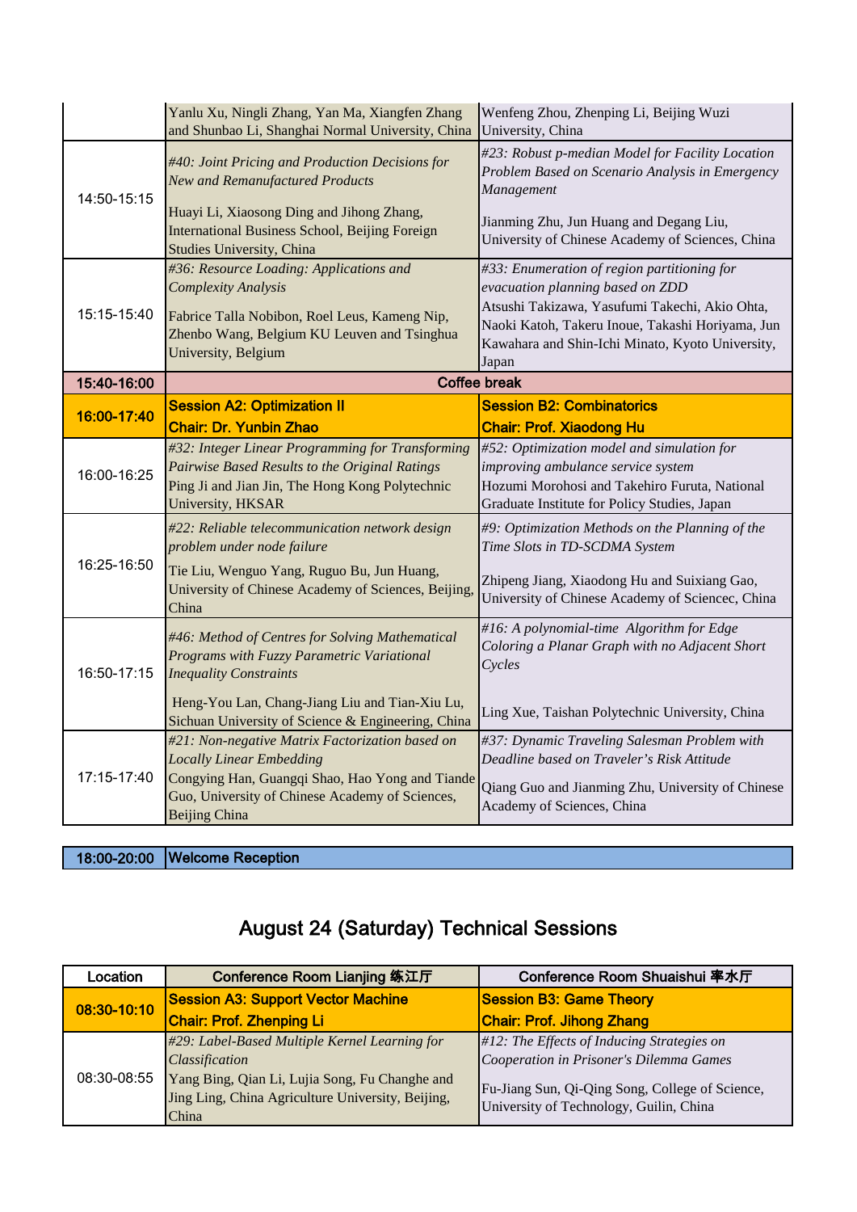| | | |
|---|---|---|
| | Yanlu Xu, Ningli Zhang, Yan Ma, Xiangfen Zhang and Shunbao Li, Shanghai Normal University, China | Wenfeng Zhou, Zhenping Li, Beijing Wuzi University, China |
| 14:50-15:15 | *#40: Joint Pricing and Production Decisions for New and Remanufactured Products* Huayi Li, Xiaosong Ding and Jihong Zhang, International Business School, Beijing Foreign Studies University, China | *#23: Robust p-median Model for Facility Location Problem Based on Scenario Analysis in Emergency Management* Jianming Zhu, Jun Huang and Degang Liu, University of Chinese Academy of Sciences, China |
| 15:15-15:40 | *#36: Resource Loading: Applications and Complexity Analysis* Fabrice Talla Nobibon, Roel Leus, Kameng Nip, Zhenbo Wang, Belgium KU Leuven and Tsinghua University, Belgium | *#33: Enumeration of region partitioning for evacuation planning based on ZDD* Atsushi Takizawa, Yasufumi Takechi, Akio Ohta, Naoki Katoh, Takeru Inoue, Takashi Horiyama, Jun Kawahara and Shin-Ichi Minato, Kyoto University, Japan |
| **15:40-16:00** | **Coffee break** | |
| **16:00-17:40** | **Session A2: Optimization II** **Chair: Dr. Yunbin Zhao** | **Session B2: Combinatorics** **Chair: Prof. Xiaodong Hu** |
| 16:00-16:25 | *#32: Integer Linear Programming for Transforming Pairwise Based Results to the Original Ratings* Ping Ji and Jian Jin, The Hong Kong Polytechnic University, HKSAR | *#52: Optimization model and simulation for improving ambulance service system* Hozumi Morohosi and Takehiro Furuta, National Graduate Institute for Policy Studies, Japan |
| 16:25-16:50 | *#22: Reliable telecommunication network design problem under node failure* Tie Liu, Wenguo Yang, Ruguo Bu, Jun Huang, University of Chinese Academy of Sciences, Beijing, China | *#9: Optimization Methods on the Planning of the Time Slots in TD-SCDMA System* Zhipeng Jiang, Xiaodong Hu and Suixiang Gao, University of Chinese Academy of Sciencec, China |
| 16:50-17:15 | *#46: Method of Centres for Solving Mathematical Programs with Fuzzy Parametric Variational Inequality Constraints* Heng-You Lan, Chang-Jiang Liu and Tian-Xiu Lu, Sichuan University of Science & Engineering, China | *#16: A polynomial-time Algorithm for Edge Coloring a Planar Graph with no Adjacent Short Cycles* Ling Xue, Taishan Polytechnic University, China |
| 17:15-17:40 | *#21: Non-negative Matrix Factorization based on Locally Linear Embedding* Congying Han, Guangqi Shao, Hao Yong and Tiande Guo, University of Chinese Academy of Sciences, Beijing China | *#37: Dynamic Traveling Salesman Problem with Deadline based on Traveler's Risk Attitude* Qiang Guo and Jianming Zhu, University of Chinese Academy of Sciences, China |

| | |
|---|---|
| **18:00-20:00** | **Welcome Reception** |

## August 24 (Saturday) Technical Sessions

| Location | Conference Room Lianjing 练江厅 | Conference Room Shuaishui 率水厅 |
|---|---|---|
| **08:30-10:10** | **Session A3: Support Vector Machine** **Chair: Prof. Zhenping Li** | **Session B3: Game Theory** **Chair: Prof. Jihong Zhang** |
| 08:30-08:55 | *#29: Label-Based Multiple Kernel Learning for Classification* Yang Bing, Qian Li, Lujia Song, Fu Changhe and Jing Ling, China Agriculture University, Beijing, China | *#12: The Effects of Inducing Strategies on Cooperation in Prisoner's Dilemma Games* Fu-Jiang Sun, Qi-Qing Song, College of Science, University of Technology, Guilin, China |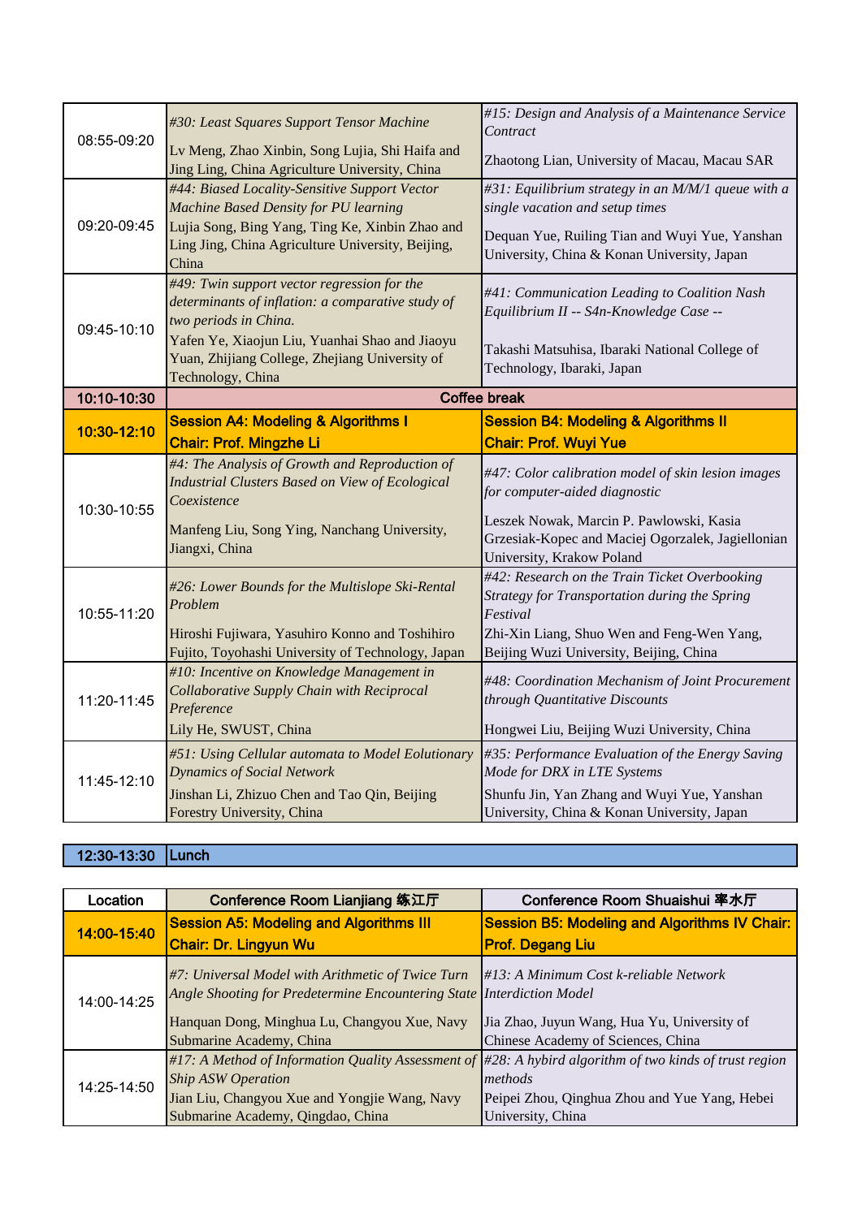| | | |
|---|---|---|
| 08:55-09:20 | *#30: Least Squares Support Tensor Machine*<br>Lv Meng, Zhao Xinbin, Song Lujia, Shi Haifa and Jing Ling, China Agriculture University, China | *#15: Design and Analysis of a Maintenance Service Contract*<br>Zhaotong Lian, University of Macau, Macau SAR |
| 09:20-09:45 | *#44: Biased Locality-Sensitive Support Vector Machine Based Density for PU learning*<br>Lujia Song, Bing Yang, Ting Ke, Xinbin Zhao and Ling Jing, China Agriculture University, Beijing, China | *#31: Equilibrium strategy in an M/M/1 queue with a single vacation and setup times*<br>Dequan Yue, Ruiling Tian and Wuyi Yue, Yanshan University, China & Konan University, Japan |
| 09:45-10:10 | *#49: Twin support vector regression for the determinants of inflation: a comparative study of two periods in China.*<br>Yafen Ye, Xiaojun Liu, Yuanhai Shao and Jiaoyu Yuan, Zhijiang College, Zhejiang University of Technology, China | *#41: Communication Leading to Coalition Nash Equilibrium II -- S4n-Knowledge Case --*<br>Takashi Matsuhisa, Ibaraki National College of Technology, Ibaraki, Japan |
| **10:10-10:30** | **Coffee break** | |
| **10:30-12:10** | **Session A4: Modeling & Algorithms I**<br>**Chair: Prof. Mingzhe Li** | **Session B4: Modeling & Algorithms II**<br>**Chair: Prof. Wuyi Yue** |
| 10:30-10:55 | *#4: The Analysis of Growth and Reproduction of Industrial Clusters Based on View of Ecological Coexistence*<br>Manfeng Liu, Song Ying, Nanchang University, Jiangxi, China | *#47: Color calibration model of skin lesion images for computer-aided diagnostic*<br>Leszek Nowak, Marcin P. Pawlowski, Kasia Grzesiak-Kopec and Maciej Ogorzalek, Jagiellonian University, Krakow Poland |
| 10:55-11:20 | *#26: Lower Bounds for the Multislope Ski-Rental Problem*<br>Hiroshi Fujiwara, Yasuhiro Konno and Toshihiro Fujito, Toyohashi University of Technology, Japan | *#42: Research on the Train Ticket Overbooking Strategy for Transportation during the Spring Festival*<br>Zhi-Xin Liang, Shuo Wen and Feng-Wen Yang, Beijing Wuzi University, Beijing, China |
| 11:20-11:45 | *#10: Incentive on Knowledge Management in Collaborative Supply Chain with Reciprocal Preference*<br>Lily He, SWUST, China | *#48: Coordination Mechanism of Joint Procurement through Quantitative Discounts*<br>Hongwei Liu, Beijing Wuzi University, China |
| 11:45-12:10 | *#51: Using Cellular automata to Model Eolutionary Dynamics of Social Network*<br>Jinshan Li, Zhizuo Chen and Tao Qin, Beijing Forestry University, China | *#35: Performance Evaluation of the Energy Saving Mode for DRX in LTE Systems*<br>Shunfu Jin, Yan Zhang and Wuyi Yue, Yanshan University, China & Konan University, Japan |

| | |
|---|---|
| **12:30-13:30** | **Lunch** |

| Location | Conference Room Lianjiang 练江厅 | Conference Room Shuaishui 率水厅 |
|---|---|---|
| **14:00-15:40** | **Session A5: Modeling and Algorithms III**<br>**Chair: Dr. Lingyun Wu** | **Session B5: Modeling and Algorithms IV Chair: Prof. Degang Liu** |
| 14:00-14:25 | *#7: Universal Model with Arithmetic of Twice Turn Angle Shooting for Predetermine Encountering State*<br>Hanquan Dong, Minghua Lu, Changyou Xue, Navy Submarine Academy, China | *#13: A Minimum Cost k-reliable Network Interdiction Model*<br>Jia Zhao, Juyun Wang, Hua Yu, University of Chinese Academy of Sciences, China |
| 14:25-14:50 | *#17: A Method of Information Quality Assessment of Ship ASW Operation*<br>Jian Liu, Changyou Xue and Yongjie Wang, Navy Submarine Academy, Qingdao, China | *#28: A hybird algorithm of two kinds of trust region methods*<br>Peipei Zhou, Qinghua Zhou and Yue Yang, Hebei University, China |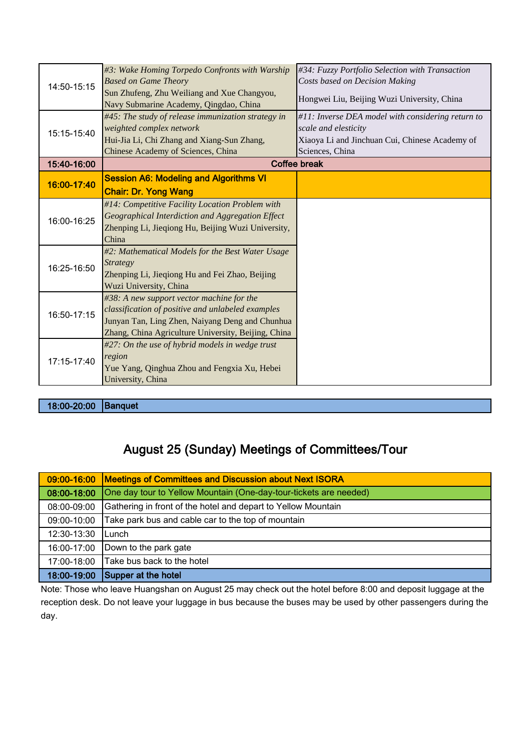| | | |
|---|---|---|
| 14:50-15:15 | *#3: Wake Homing Torpedo Confronts with Warship Based on Game Theory*<br>Sun Zhufeng, Zhu Weiliang and Xue Changyou, Navy Submarine Academy, Qingdao, China | *#34: Fuzzy Portfolio Selection with Transaction Costs based on Decision Making*<br>Hongwei Liu, Beijing Wuzi University, China |
| 15:15-15:40 | *#45: The study of release immunization strategy in weighted complex network*<br>Hui-Jia Li, Chi Zhang and Xiang-Sun Zhang, Chinese Academy of Sciences, China | *#11: Inverse DEA model with considering return to scale and elesticity*<br>Xiaoya Li and Jinchuan Cui, Chinese Academy of Sciences, China |
| **15:40-16:00** | **Coffee break** | |
| **16:00-17:40** | **Session A6: Modeling and Algorithms VI**<br>**Chair: Dr. Yong Wang** | |
| 16:00-16:25 | *#14: Competitive Facility Location Problem with Geographical Interdiction and Aggregation Effect*<br>Zhenping Li, Jieqiong Hu, Beijing Wuzi University, China | |
| 16:25-16:50 | *#2: Mathematical Models for the Best Water Usage Strategy*<br>Zhenping Li, Jieqiong Hu and Fei Zhao, Beijing Wuzi University, China | |
| 16:50-17:15 | *#38: A new support vector machine for the classification of positive and unlabeled examples*<br>Junyan Tan, Ling Zhen, Naiyang Deng and Chunhua Zhang, China Agriculture University, Beijing, China | |
| 17:15-17:40 | *#27: On the use of hybrid models in wedge trust region*<br>Yue Yang, Qinghua Zhou and Fengxia Xu, Hebei University, China | |

| | |
|---|---|
| **18:00-20:00** | **Banquet** |

## August 25 (Sunday) Meetings of Committees/Tour

| | |
|---|---|
| **09:00-16:00** | **Meetings of Committees and Discussion about Next ISORA** |
| **08:00-18:00** | One day tour to Yellow Mountain (One-day-tour-tickets are needed) |
| 08:00-09:00 | Gathering in front of the hotel and depart to Yellow Mountain |
| 09:00-10:00 | Take park bus and cable car to the top of mountain |
| 12:30-13:30 | Lunch |
| 16:00-17:00 | Down to the park gate |
| 17:00-18:00 | Take bus back to the hotel |
| **18:00-19:00** | **Supper at the hotel** |

Note: Those who leave Huangshan on August 25 may check out the hotel before 8:00 and deposit luggage at the reception desk. Do not leave your luggage in bus because the buses may be used by other passengers during the day.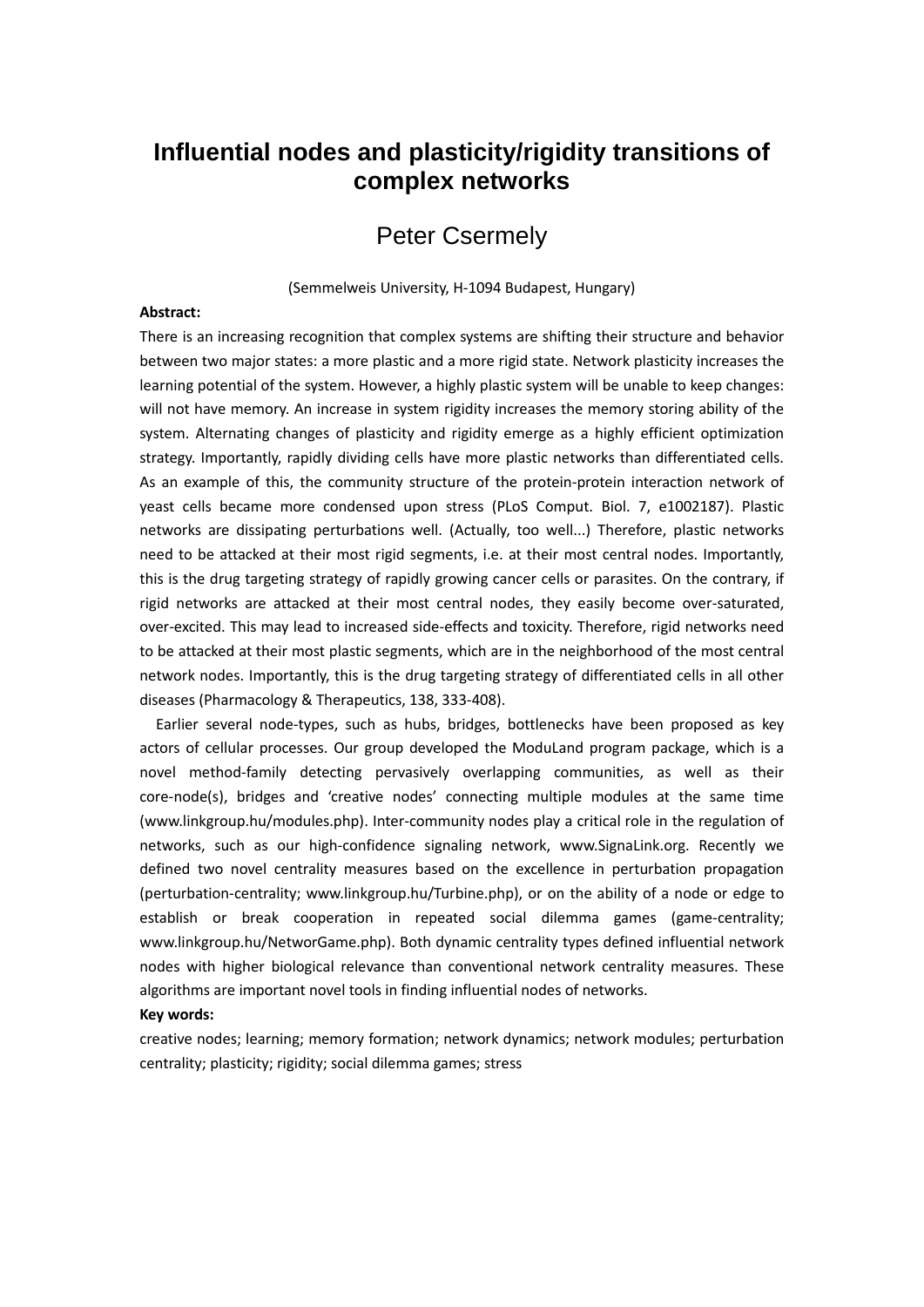# Influential nodes and plasticity/rigidity transitions of complex networks

Peter Csermely

(Semmelweis University, H-1094 Budapest, Hungary)

**Abstract:**

There is an increasing recognition that complex systems are shifting their structure and behavior between two major states: a more plastic and a more rigid state. Network plasticity increases the learning potential of the system. However, a highly plastic system will be unable to keep changes: will not have memory. An increase in system rigidity increases the memory storing ability of the system. Alternating changes of plasticity and rigidity emerge as a highly efficient optimization strategy. Importantly, rapidly dividing cells have more plastic networks than differentiated cells. As an example of this, the community structure of the protein-protein interaction network of yeast cells became more condensed upon stress (PLoS Comput. Biol. 7, e1002187). Plastic networks are dissipating perturbations well. (Actually, too well...) Therefore, plastic networks need to be attacked at their most rigid segments, i.e. at their most central nodes. Importantly, this is the drug targeting strategy of rapidly growing cancer cells or parasites. On the contrary, if rigid networks are attacked at their most central nodes, they easily become over-saturated, over-excited. This may lead to increased side-effects and toxicity. Therefore, rigid networks need to be attacked at their most plastic segments, which are in the neighborhood of the most central network nodes. Importantly, this is the drug targeting strategy of differentiated cells in all other diseases (Pharmacology & Therapeutics, 138, 333-408).

Earlier several node-types, such as hubs, bridges, bottlenecks have been proposed as key actors of cellular processes. Our group developed the ModuLand program package, which is a novel method-family detecting pervasively overlapping communities, as well as their core-node(s), bridges and 'creative nodes' connecting multiple modules at the same time (www.linkgroup.hu/modules.php). Inter-community nodes play a critical role in the regulation of networks, such as our high-confidence signaling network, www.SignaLink.org. Recently we defined two novel centrality measures based on the excellence in perturbation propagation (perturbation-centrality; www.linkgroup.hu/Turbine.php), or on the ability of a node or edge to establish or break cooperation in repeated social dilemma games (game-centrality; www.linkgroup.hu/NetworGame.php). Both dynamic centrality types defined influential network nodes with higher biological relevance than conventional network centrality measures. These algorithms are important novel tools in finding influential nodes of networks.

**Key words:**

creative nodes; learning; memory formation; network dynamics; network modules; perturbation centrality; plasticity; rigidity; social dilemma games; stress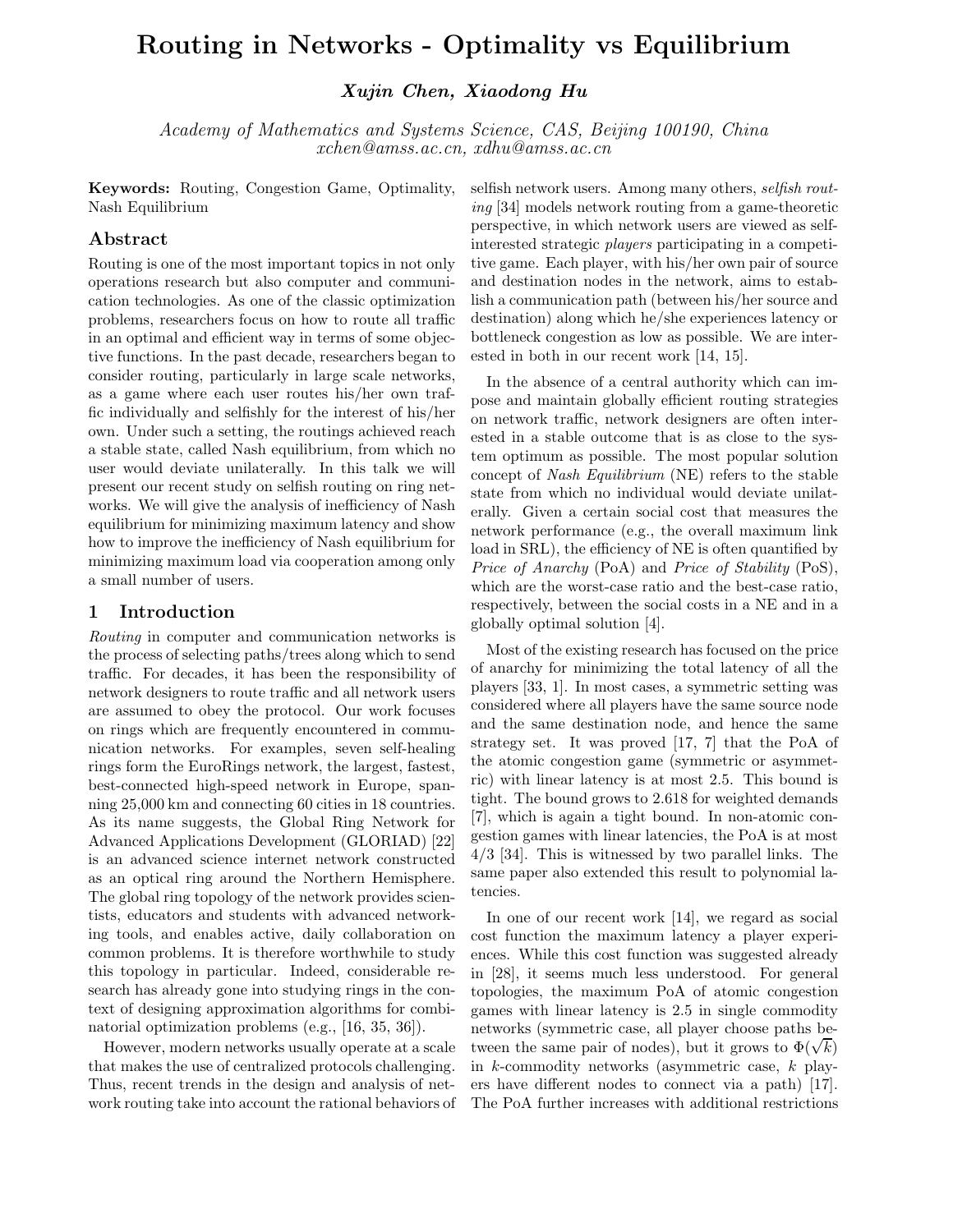# Routing in Networks - Optimality vs Equilibrium

***Xujin Chen, Xiaodong Hu***

*Academy of Mathematics and Systems Science, CAS, Beijing 100190, China*
*xchen@amss.ac.cn, xdhu@amss.ac.cn*

**Keywords:** Routing, Congestion Game, Optimality, Nash Equilibrium

## Abstract

Routing is one of the most important topics in not only operations research but also computer and communication technologies. As one of the classic optimization problems, researchers focus on how to route all traffic in an optimal and efficient way in terms of some objective functions. In the past decade, researchers began to consider routing, particularly in large scale networks, as a game where each user routes his/her own traffic individually and selfishly for the interest of his/her own. Under such a setting, the routings achieved reach a stable state, called Nash equilibrium, from which no user would deviate unilaterally. In this talk we will present our recent study on selfish routing on ring networks. We will give the analysis of inefficiency of Nash equilibrium for minimizing maximum latency and show how to improve the inefficiency of Nash equilibrium for minimizing maximum load via cooperation among only a small number of users.

## 1 Introduction

*Routing* in computer and communication networks is the process of selecting paths/trees along which to send traffic. For decades, it has been the responsibility of network designers to route traffic and all network users are assumed to obey the protocol. Our work focuses on rings which are frequently encountered in communication networks. For examples, seven self-healing rings form the EuroRings network, the largest, fastest, best-connected high-speed network in Europe, spanning 25,000 km and connecting 60 cities in 18 countries. As its name suggests, the Global Ring Network for Advanced Applications Development (GLORIAD) [22] is an advanced science internet network constructed as an optical ring around the Northern Hemisphere. The global ring topology of the network provides scientists, educators and students with advanced networking tools, and enables active, daily collaboration on common problems. It is therefore worthwhile to study this topology in particular. Indeed, considerable research has already gone into studying rings in the context of designing approximation algorithms for combinatorial optimization problems (e.g., [16, 35, 36]).

However, modern networks usually operate at a scale that makes the use of centralized protocols challenging. Thus, recent trends in the design and analysis of network routing take into account the rational behaviors of selfish network users. Among many others, *selfish routing* [34] models network routing from a game-theoretic perspective, in which network users are viewed as self-interested strategic *players* participating in a competitive game. Each player, with his/her own pair of source and destination nodes in the network, aims to establish a communication path (between his/her source and destination) along which he/she experiences latency or bottleneck congestion as low as possible. We are interested in both in our recent work [14, 15].

In the absence of a central authority which can impose and maintain globally efficient routing strategies on network traffic, network designers are often interested in a stable outcome that is as close to the system optimum as possible. The most popular solution concept of *Nash Equilibrium* (NE) refers to the stable state from which no individual would deviate unilaterally. Given a certain social cost that measures the network performance (e.g., the overall maximum link load in SRL), the efficiency of NE is often quantified by *Price of Anarchy* (PoA) and *Price of Stability* (PoS), which are the worst-case ratio and the best-case ratio, respectively, between the social costs in a NE and in a globally optimal solution [4].

Most of the existing research has focused on the price of anarchy for minimizing the total latency of all the players [33, 1]. In most cases, a symmetric setting was considered where all players have the same source node and the same destination node, and hence the same strategy set. It was proved [17, 7] that the PoA of the atomic congestion game (symmetric or asymmetric) with linear latency is at most 2.5. This bound is tight. The bound grows to 2.618 for weighted demands [7], which is again a tight bound. In non-atomic congestion games with linear latencies, the PoA is at most 4/3 [34]. This is witnessed by two parallel links. The same paper also extended this result to polynomial latencies.

In one of our recent work [14], we regard as social cost function the maximum latency a player experiences. While this cost function was suggested already in [28], it seems much less understood. For general topologies, the maximum PoA of atomic congestion games with linear latency is 2.5 in single commodity networks (symmetric case, all player choose paths between the same pair of nodes), but it grows to $\Phi(\sqrt{k})$ in $k$-commodity networks (asymmetric case, $k$ players have different nodes to connect via a path) [17]. The PoA further increases with additional restrictions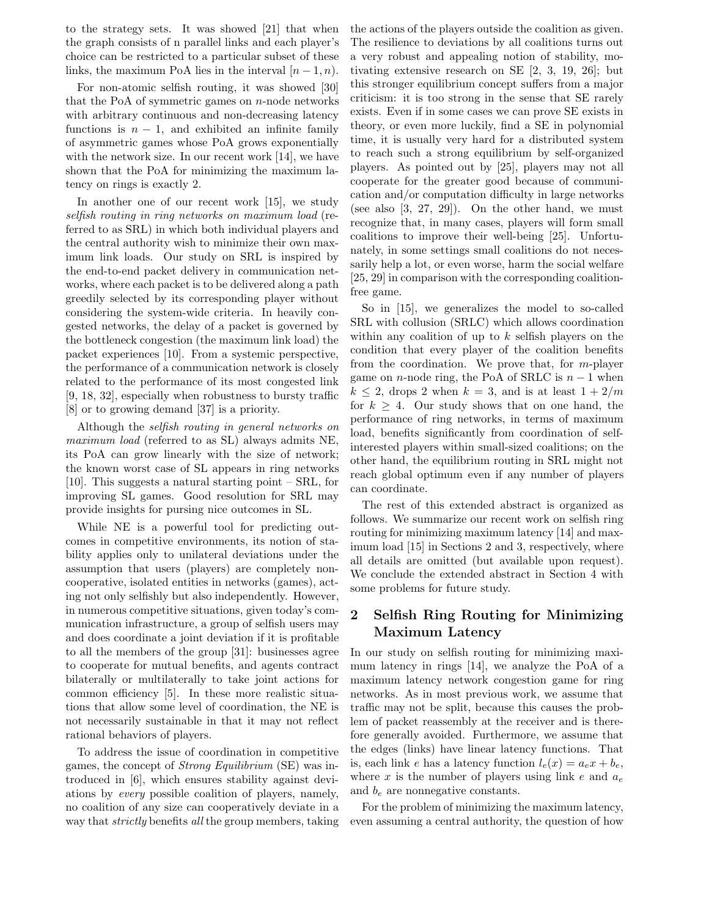to the strategy sets. It was showed [21] that when the graph consists of n parallel links and each player's choice can be restricted to a particular subset of these links, the maximum PoA lies in the interval $[n-1, n)$.

For non-atomic selfish routing, it was showed [30] that the PoA of symmetric games on $n$-node networks with arbitrary continuous and non-decreasing latency functions is $n-1$, and exhibited an infinite family of asymmetric games whose PoA grows exponentially with the network size. In our recent work [14], we have shown that the PoA for minimizing the maximum latency on rings is exactly 2.

In another one of our recent work [15], we study *selfish routing in ring networks on maximum load* (referred to as SRL) in which both individual players and the central authority wish to minimize their own maximum link loads. Our study on SRL is inspired by the end-to-end packet delivery in communication networks, where each packet is to be delivered along a path greedily selected by its corresponding player without considering the system-wide criteria. In heavily congested networks, the delay of a packet is governed by the bottleneck congestion (the maximum link load) the packet experiences [10]. From a systemic perspective, the performance of a communication network is closely related to the performance of its most congested link [9, 18, 32], especially when robustness to bursty traffic [8] or to growing demand [37] is a priority.

Although the *selfish routing in general networks on maximum load* (referred to as SL) always admits NE, its PoA can grow linearly with the size of network; the known worst case of SL appears in ring networks [10]. This suggests a natural starting point – SRL, for improving SL games. Good resolution for SRL may provide insights for pursing nice outcomes in SL.

While NE is a powerful tool for predicting outcomes in competitive environments, its notion of stability applies only to unilateral deviations under the assumption that users (players) are completely non-cooperative, isolated entities in networks (games), acting not only selfishly but also independently. However, in numerous competitive situations, given today's communication infrastructure, a group of selfish users may and does coordinate a joint deviation if it is profitable to all the members of the group [31]: businesses agree to cooperate for mutual benefits, and agents contract bilaterally or multilaterally to take joint actions for common efficiency [5]. In these more realistic situations that allow some level of coordination, the NE is not necessarily sustainable in that it may not reflect rational behaviors of players.

To address the issue of coordination in competitive games, the concept of *Strong Equilibrium* (SE) was introduced in [6], which ensures stability against deviations by *every* possible coalition of players, namely, no coalition of any size can cooperatively deviate in a way that *strictly* benefits *all* the group members, taking the actions of the players outside the coalition as given. The resilience to deviations by all coalitions turns out a very robust and appealing notion of stability, motivating extensive research on SE [2, 3, 19, 26]; but this stronger equilibrium concept suffers from a major criticism: it is too strong in the sense that SE rarely exists. Even if in some cases we can prove SE exists in theory, or even more luckily, find a SE in polynomial time, it is usually very hard for a distributed system to reach such a strong equilibrium by self-organized players. As pointed out by [25], players may not all cooperate for the greater good because of communication and/or computation difficulty in large networks (see also [3, 27, 29]). On the other hand, we must recognize that, in many cases, players will form small coalitions to improve their well-being [25]. Unfortunately, in some settings small coalitions do not necessarily help a lot, or even worse, harm the social welfare [25, 29] in comparison with the corresponding coalition-free game.

So in [15], we generalizes the model to so-called SRL with collusion (SRLC) which allows coordination within any coalition of up to $k$ selfish players on the condition that every player of the coalition benefits from the coordination. We prove that, for $m$-player game on $n$-node ring, the PoA of SRLC is $n-1$ when $k \leq 2$, drops 2 when $k = 3$, and is at least $1 + 2/m$ for $k \geq 4$. Our study shows that on one hand, the performance of ring networks, in terms of maximum load, benefits significantly from coordination of self-interested players within small-sized coalitions; on the other hand, the equilibrium routing in SRL might not reach global optimum even if any number of players can coordinate.

The rest of this extended abstract is organized as follows. We summarize our recent work on selfish ring routing for minimizing maximum latency [14] and maximum load [15] in Sections 2 and 3, respectively, where all details are omitted (but available upon request). We conclude the extended abstract in Section 4 with some problems for future study.

## 2 Selfish Ring Routing for Minimizing Maximum Latency

In our study on selfish routing for minimizing maximum latency in rings [14], we analyze the PoA of a maximum latency network congestion game for ring networks. As in most previous work, we assume that traffic may not be split, because this causes the problem of packet reassembly at the receiver and is therefore generally avoided. Furthermore, we assume that the edges (links) have linear latency functions. That is, each link $e$ has a latency function $l_e(x) = a_e x + b_e$, where $x$ is the number of players using link $e$ and $a_e$ and $b_e$ are nonnegative constants.

For the problem of minimizing the maximum latency, even assuming a central authority, the question of how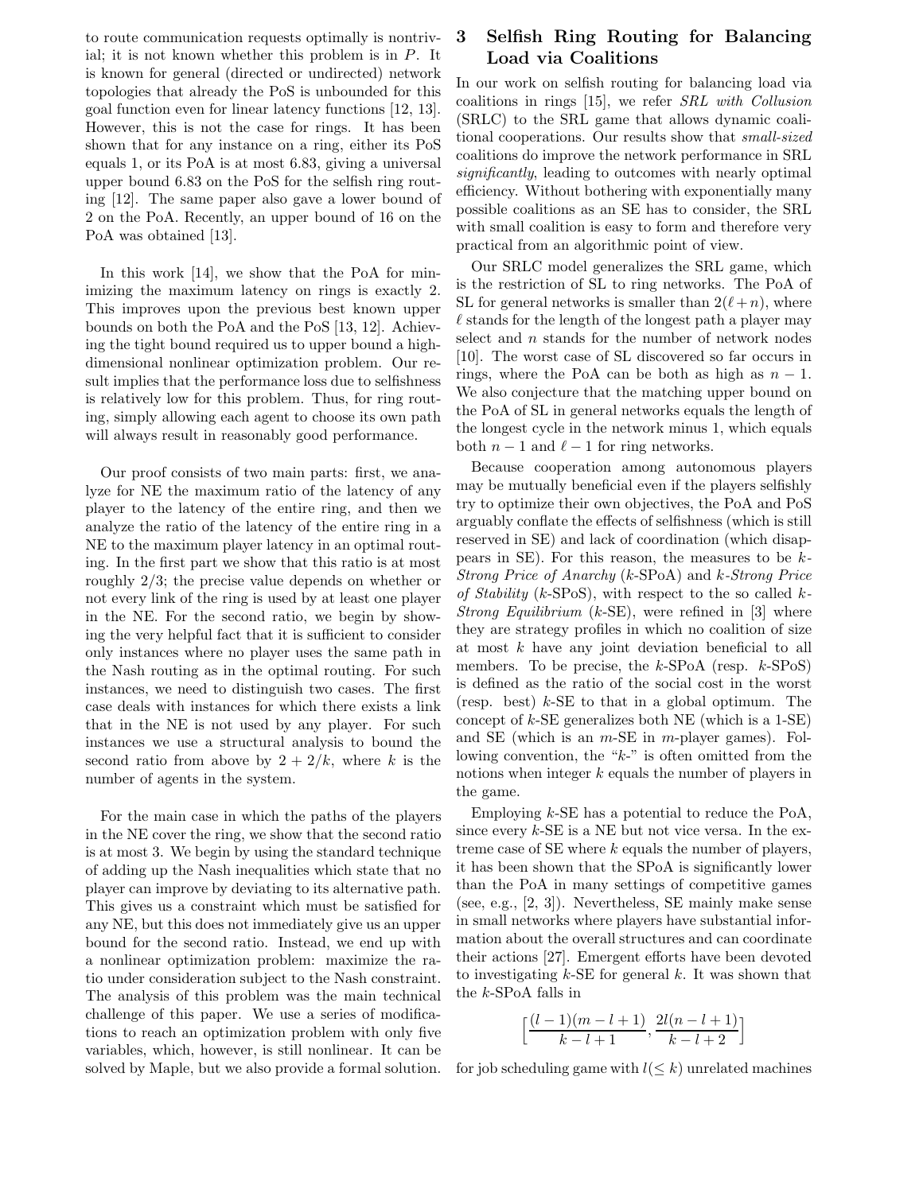to route communication requests optimally is nontrivial; it is not known whether this problem is in $P$. It is known for general (directed or undirected) network topologies that already the PoS is unbounded for this goal function even for linear latency functions [12, 13]. However, this is not the case for rings. It has been shown that for any instance on a ring, either its PoS equals 1, or its PoA is at most 6.83, giving a universal upper bound 6.83 on the PoS for the selfish ring routing [12]. The same paper also gave a lower bound of 2 on the PoA. Recently, an upper bound of 16 on the PoA was obtained [13].

In this work [14], we show that the PoA for minimizing the maximum latency on rings is exactly 2. This improves upon the previous best known upper bounds on both the PoA and the PoS [13, 12]. Achieving the tight bound required us to upper bound a high-dimensional nonlinear optimization problem. Our result implies that the performance loss due to selfishness is relatively low for this problem. Thus, for ring routing, simply allowing each agent to choose its own path will always result in reasonably good performance.

Our proof consists of two main parts: first, we analyze for NE the maximum ratio of the latency of any player to the latency of the entire ring, and then we analyze the ratio of the latency of the entire ring in a NE to the maximum player latency in an optimal routing. In the first part we show that this ratio is at most roughly 2/3; the precise value depends on whether or not every link of the ring is used by at least one player in the NE. For the second ratio, we begin by showing the very helpful fact that it is sufficient to consider only instances where no player uses the same path in the Nash routing as in the optimal routing. For such instances, we need to distinguish two cases. The first case deals with instances for which there exists a link that in the NE is not used by any player. For such instances we use a structural analysis to bound the second ratio from above by $2 + 2/k$, where $k$ is the number of agents in the system.

For the main case in which the paths of the players in the NE cover the ring, we show that the second ratio is at most 3. We begin by using the standard technique of adding up the Nash inequalities which state that no player can improve by deviating to its alternative path. This gives us a constraint which must be satisfied for any NE, but this does not immediately give us an upper bound for the second ratio. Instead, we end up with a nonlinear optimization problem: maximize the ratio under consideration subject to the Nash constraint. The analysis of this problem was the main technical challenge of this paper. We use a series of modifications to reach an optimization problem with only five variables, which, however, is still nonlinear. It can be solved by Maple, but we also provide a formal solution.

## 3 Selfish Ring Routing for Balancing Load via Coalitions

In our work on selfish routing for balancing load via coalitions in rings [15], we refer *SRL with Collusion* (SRLC) to the SRL game that allows dynamic coalitional cooperations. Our results show that *small-sized* coalitions do improve the network performance in SRL *significantly*, leading to outcomes with nearly optimal efficiency. Without bothering with exponentially many possible coalitions as an SE has to consider, the SRL with small coalition is easy to form and therefore very practical from an algorithmic point of view.

Our SRLC model generalizes the SRL game, which is the restriction of SL to ring networks. The PoA of SL for general networks is smaller than $2(\ell + n)$, where $\ell$ stands for the length of the longest path a player may select and $n$ stands for the number of network nodes [10]. The worst case of SL discovered so far occurs in rings, where the PoA can be both as high as $n - 1$. We also conjecture that the matching upper bound on the PoA of SL in general networks equals the length of the longest cycle in the network minus 1, which equals both $n - 1$ and $\ell - 1$ for ring networks.

Because cooperation among autonomous players may be mutually beneficial even if the players selfishly try to optimize their own objectives, the PoA and PoS arguably conflate the effects of selfishness (which is still reserved in SE) and lack of coordination (which disappears in SE). For this reason, the measures to be *k-Strong Price of Anarchy* ($k$-SPoA) and *k-Strong Price of Stability* ($k$-SPoS), with respect to the so called *k-Strong Equilibrium* ($k$-SE), were refined in [3] where they are strategy profiles in which no coalition of size at most $k$ have any joint deviation beneficial to all members. To be precise, the $k$-SPoA (resp. $k$-SPoS) is defined as the ratio of the social cost in the worst (resp. best) $k$-SE to that in a global optimum. The concept of $k$-SE generalizes both NE (which is a 1-SE) and SE (which is an $m$-SE in $m$-player games). Following convention, the "$k$-" is often omitted from the notions when integer $k$ equals the number of players in the game.

Employing $k$-SE has a potential to reduce the PoA, since every $k$-SE is a NE but not vice versa. In the extreme case of SE where $k$ equals the number of players, it has been shown that the SPoA is significantly lower than the PoA in many settings of competitive games (see, e.g., [2, 3]). Nevertheless, SE mainly make sense in small networks where players have substantial information about the overall structures and can coordinate their actions [27]. Emergent efforts have been devoted to investigating $k$-SE for general $k$. It was shown that the $k$-SPoA falls in

$$\Big[\frac{(l-1)(m-l+1)}{k-l+1}, \frac{2l(n-l+1)}{k-l+2}\Big]$$

for job scheduling game with $l (\leq k)$ unrelated machines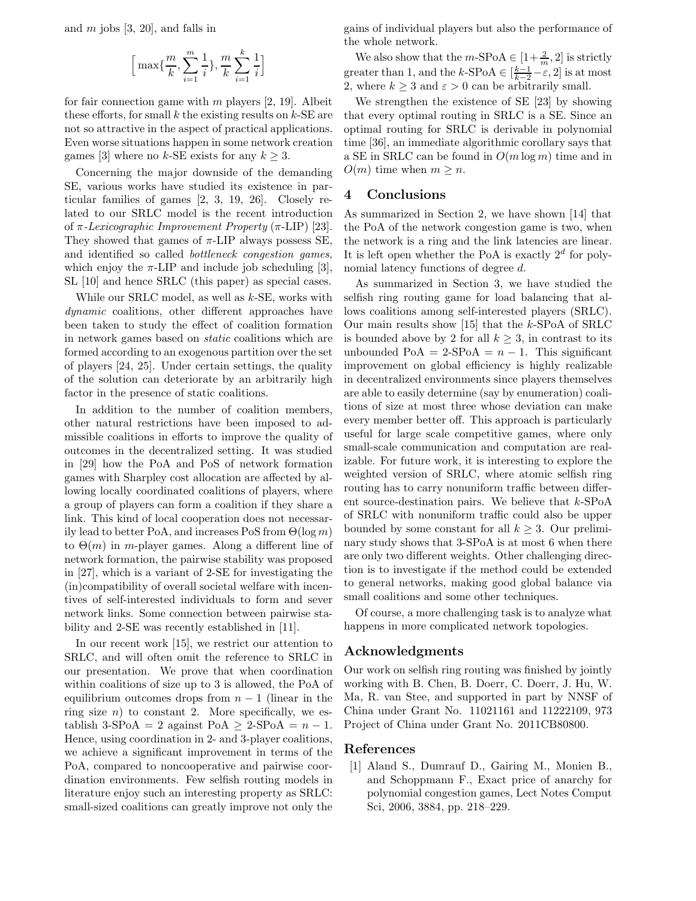and $m$ jobs [3, 20], and falls in

$$\Big[\max\{\frac{m}{k}, \sum_{i=1}^{m}\frac{1}{i}\}, \frac{m}{k}\sum_{i=1}^{k}\frac{1}{i}\Big]$$

for fair connection game with $m$ players [2, 19]. Albeit these efforts, for small $k$ the existing results on $k$-SE are not so attractive in the aspect of practical applications. Even worse situations happen in some network creation games [3] where no $k$-SE exists for any $k \geq 3$.

Concerning the major downside of the demanding SE, various works have studied its existence in particular families of games [2, 3, 19, 26]. Closely related to our SRLC model is the recent introduction of *$\pi$-Lexicographic Improvement Property* ($\pi$-LIP) [23]. They showed that games of $\pi$-LIP always possess SE, and identified so called *bottleneck congestion games*, which enjoy the $\pi$-LIP and include job scheduling [3], SL [10] and hence SRLC (this paper) as special cases.

While our SRLC model, as well as $k$-SE, works with *dynamic* coalitions, other different approaches have been taken to study the effect of coalition formation in network games based on *static* coalitions which are formed according to an exogenous partition over the set of players [24, 25]. Under certain settings, the quality of the solution can deteriorate by an arbitrarily high factor in the presence of static coalitions.

In addition to the number of coalition members, other natural restrictions have been imposed to admissible coalitions in efforts to improve the quality of outcomes in the decentralized setting. It was studied in [29] how the PoA and PoS of network formation games with Sharpley cost allocation are affected by allowing locally coordinated coalitions of players, where a group of players can form a coalition if they share a link. This kind of local cooperation does not necessarily lead to better PoA, and increases PoS from $\Theta(\log m)$ to $\Theta(m)$ in $m$-player games. Along a different line of network formation, the pairwise stability was proposed in [27], which is a variant of 2-SE for investigating the (in)compatibility of overall societal welfare with incentives of self-interested individuals to form and sever network links. Some connection between pairwise stability and 2-SE was recently established in [11].

In our recent work [15], we restrict our attention to SRLC, and will often omit the reference to SRLC in our presentation. We prove that when coordination within coalitions of size up to 3 is allowed, the PoA of equilibrium outcomes drops from $n-1$ (linear in the ring size $n$) to constant 2. More specifically, we establish 3-SPoA = 2 against PoA $\geq$ 2-SPoA = $n-1$. Hence, using coordination in 2- and 3-player coalitions, we achieve a significant improvement in terms of the PoA, compared to noncooperative and pairwise coordination environments. Few selfish routing models in literature enjoy such an interesting property as SRLC: small-sized coalitions can greatly improve not only the gains of individual players but also the performance of the whole network.

We also show that the $m$-SPoA $\in [1+\frac{2}{m}, 2]$ is strictly greater than 1, and the $k$-SPoA $\in [\frac{k-1}{k-2}-\varepsilon, 2]$ is at most 2, where $k \geq 3$ and $\varepsilon > 0$ can be arbitrarily small.

We strengthen the existence of SE [23] by showing that every optimal routing in SRLC is a SE. Since an optimal routing for SRLC is derivable in polynomial time [36], an immediate algorithmic corollary says that a SE in SRLC can be found in $O(m \log m)$ time and in $O(m)$ time when $m \geq n$.

## 4 Conclusions

As summarized in Section 2, we have shown [14] that the PoA of the network congestion game is two, when the network is a ring and the link latencies are linear. It is left open whether the PoA is exactly $2^d$ for polynomial latency functions of degree $d$.

As summarized in Section 3, we have studied the selfish ring routing game for load balancing that allows coalitions among self-interested players (SRLC). Our main results show [15] that the $k$-SPoA of SRLC is bounded above by 2 for all $k \geq 3$, in contrast to its unbounded PoA = 2-SPoA = $n-1$. This significant improvement on global efficiency is highly realizable in decentralized environments since players themselves are able to easily determine (say by enumeration) coalitions of size at most three whose deviation can make every member better off. This approach is particularly useful for large scale competitive games, where only small-scale communication and computation are realizable. For future work, it is interesting to explore the weighted version of SRLC, where atomic selfish ring routing has to carry nonuniform traffic between different source-destination pairs. We believe that $k$-SPoA of SRLC with nonuniform traffic could also be upper bounded by some constant for all $k \geq 3$. Our preliminary study shows that 3-SPoA is at most 6 when there are only two different weights. Other challenging direction is to investigate if the method could be extended to general networks, making good global balance via small coalitions and some other techniques.

Of course, a more challenging task is to analyze what happens in more complicated network topologies.

## Acknowledgments

Our work on selfish ring routing was finished by jointly working with B. Chen, B. Doerr, C. Doerr, J. Hu, W. Ma, R. van Stee, and supported in part by NNSF of China under Grant No. 11021161 and 11222109, 973 Project of China under Grant No. 2011CB80800.

## References

[1] Aland S., Dumrauf D., Gairing M., Monien B., and Schoppmann F., Exact price of anarchy for polynomial congestion games, Lect Notes Comput Sci, 2006, 3884, pp. 218–229.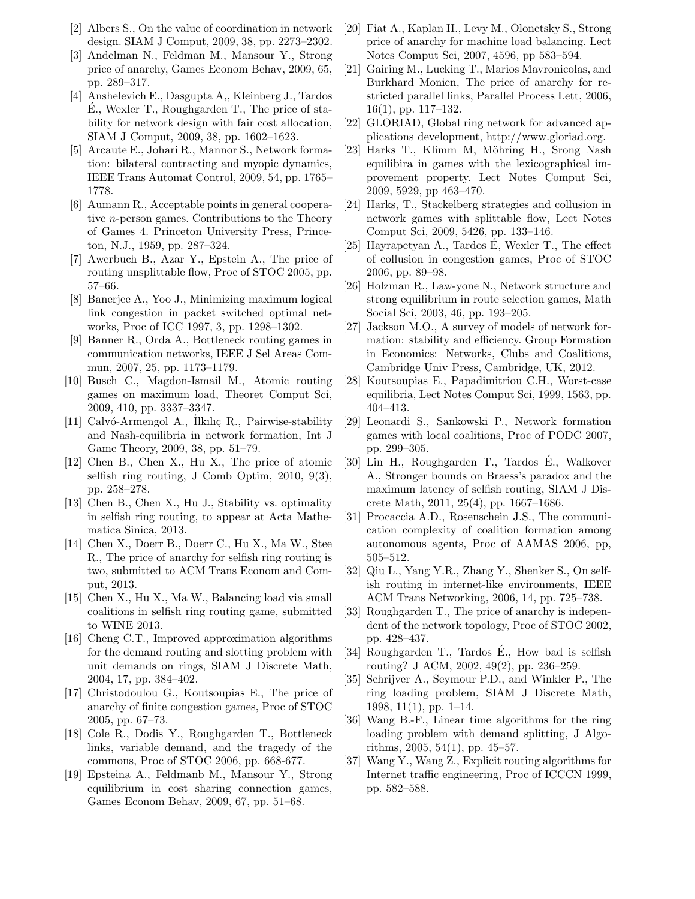[2] Albers S., On the value of coordination in network design. SIAM J Comput, 2009, 38, pp. 2273–2302.

[3] Andelman N., Feldman M., Mansour Y., Strong price of anarchy, Games Econom Behav, 2009, 65, pp. 289–317.

[4] Anshelevich E., Dasgupta A,, Kleinberg J., Tardos É., Wexler T., Roughgarden T., The price of stability for network design with fair cost allocation, SIAM J Comput, 2009, 38, pp. 1602–1623.

[5] Arcaute E., Johari R., Mannor S., Network formation: bilateral contracting and myopic dynamics, IEEE Trans Automat Control, 2009, 54, pp. 1765–1778.

[6] Aumann R., Acceptable points in general cooperative $n$-person games. Contributions to the Theory of Games 4. Princeton University Press, Princeton, N.J., 1959, pp. 287–324.

[7] Awerbuch B., Azar Y., Epstein A., The price of routing unsplittable flow, Proc of STOC 2005, pp. 57–66.

[8] Banerjee A., Yoo J., Minimizing maximum logical link congestion in packet switched optimal networks, Proc of ICC 1997, 3, pp. 1298–1302.

[9] Banner R., Orda A., Bottleneck routing games in communication networks, IEEE J Sel Areas Commun, 2007, 25, pp. 1173–1179.

[10] Busch C., Magdon-Ismail M., Atomic routing games on maximum load, Theoret Comput Sci, 2009, 410, pp. 3337–3347.

[11] Calvó-Armengol A., İlkılıç R., Pairwise-stability and Nash-equilibria in network formation, Int J Game Theory, 2009, 38, pp. 51–79.

[12] Chen B., Chen X., Hu X., The price of atomic selfish ring routing, J Comb Optim, 2010, 9(3), pp. 258–278.

[13] Chen B., Chen X., Hu J., Stability vs. optimality in selfish ring routing, to appear at Acta Mathematica Sinica, 2013.

[14] Chen X., Doerr B., Doerr C., Hu X., Ma W., Stee R., The price of anarchy for selfish ring routing is two, submitted to ACM Trans Econom and Comput, 2013.

[15] Chen X., Hu X., Ma W., Balancing load via small coalitions in selfish ring routing game, submitted to WINE 2013.

[16] Cheng C.T., Improved approximation algorithms for the demand routing and slotting problem with unit demands on rings, SIAM J Discrete Math, 2004, 17, pp. 384–402.

[17] Christodoulou G., Koutsoupias E., The price of anarchy of finite congestion games, Proc of STOC 2005, pp. 67–73.

[18] Cole R., Dodis Y., Roughgarden T., Bottleneck links, variable demand, and the tragedy of the commons, Proc of STOC 2006, pp. 668-677.

[19] Epsteina A., Feldmanb M., Mansour Y., Strong equilibrium in cost sharing connection games, Games Econom Behav, 2009, 67, pp. 51–68.

[20] Fiat A., Kaplan H., Levy M., Olonetsky S., Strong price of anarchy for machine load balancing. Lect Notes Comput Sci, 2007, 4596, pp 583–594.

[21] Gairing M., Lucking T., Marios Mavronicolas, and Burkhard Monien, The price of anarchy for restricted parallel links, Parallel Process Lett, 2006, 16(1), pp. 117–132.

[22] GLORIAD, Global ring network for advanced applications development, http://www.gloriad.org.

[23] Harks T., Klimm M, Möhring H., Srong Nash equilibira in games with the lexicographical improvement property. Lect Notes Comput Sci, 2009, 5929, pp 463–470.

[24] Harks, T., Stackelberg strategies and collusion in network games with splittable flow, Lect Notes Comput Sci, 2009, 5426, pp. 133–146.

[25] Hayrapetyan A., Tardos É, Wexler T., The effect of collusion in congestion games, Proc of STOC 2006, pp. 89–98.

[26] Holzman R., Law-yone N., Network structure and strong equilibrium in route selection games, Math Social Sci, 2003, 46, pp. 193–205.

[27] Jackson M.O., A survey of models of network formation: stability and efficiency. Group Formation in Economics: Networks, Clubs and Coalitions, Cambridge Univ Press, Cambridge, UK, 2012.

[28] Koutsoupias E., Papadimitriou C.H., Worst-case equilibria, Lect Notes Comput Sci, 1999, 1563, pp. 404–413.

[29] Leonardi S., Sankowski P., Network formation games with local coalitions, Proc of PODC 2007, pp. 299–305.

[30] Lin H., Roughgarden T., Tardos É., Walkover A., Stronger bounds on Braess's paradox and the maximum latency of selfish routing, SIAM J Discrete Math, 2011, 25(4), pp. 1667–1686.

[31] Procaccia A.D., Rosenschein J.S., The communication complexity of coalition formation among autonomous agents, Proc of AAMAS 2006, pp, 505–512.

[32] Qiu L., Yang Y.R., Zhang Y., Shenker S., On selfish routing in internet-like environments, IEEE ACM Trans Networking, 2006, 14, pp. 725–738.

[33] Roughgarden T., The price of anarchy is independent of the network topology, Proc of STOC 2002, pp. 428–437.

[34] Roughgarden T., Tardos É., How bad is selfish routing? J ACM, 2002, 49(2), pp. 236–259.

[35] Schrijver A., Seymour P.D., and Winkler P., The ring loading problem, SIAM J Discrete Math, 1998, 11(1), pp. 1–14.

[36] Wang B.-F., Linear time algorithms for the ring loading problem with demand splitting, J Algorithms, 2005, 54(1), pp. 45–57.

[37] Wang Y., Wang Z., Explicit routing algorithms for Internet traffic engineering, Proc of ICCCN 1999, pp. 582–588.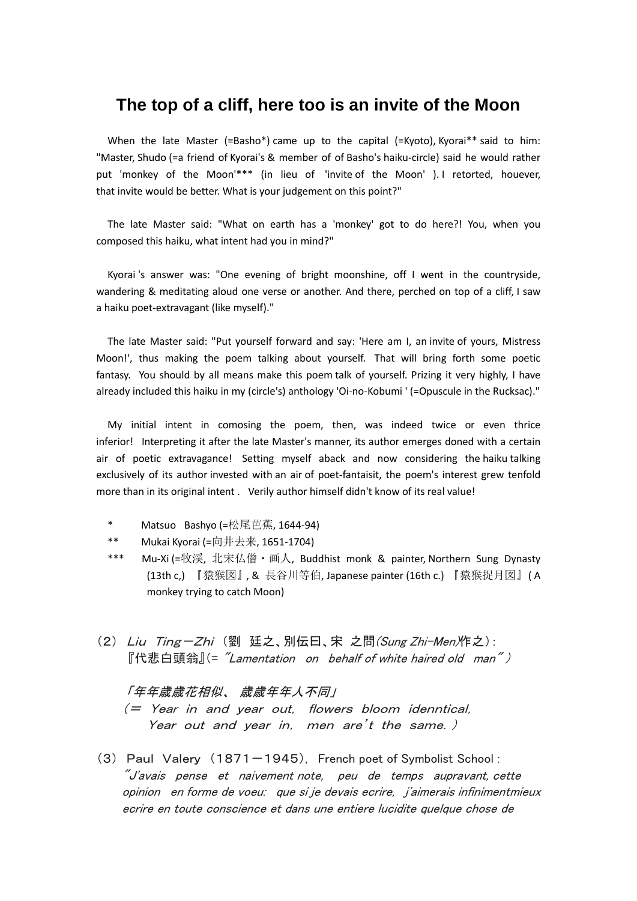# The top of a cliff, here too is an invite of the Moon

When the late Master (=Basho*) came up to the capital (=Kyoto), Kyorai** said to him: "Master, Shudo (=a friend of Kyorai's & member of of Basho's haiku-circle) said he would rather put 'monkey of the Moon'*** (in lieu of 'invite of the Moon' ). I retorted, houever, that invite would be better. What is your judgement on this point?"

The late Master said: "What on earth has a 'monkey' got to do here?! You, when you composed this haiku, what intent had you in mind?"

Kyorai 's answer was: "One evening of bright moonshine, off I went in the countryside, wandering & meditating aloud one verse or another. And there, perched on top of a cliff, I saw a haiku poet-extravagant (like myself)."

The late Master said: "Put yourself forward and say: 'Here am I, an invite of yours, Mistress Moon!', thus making the poem talking about yourself. That will bring forth some poetic fantasy. You should by all means make this poem talk of yourself. Prizing it very highly, I have already included this haiku in my (circle's) anthology 'Oi-no-Kobumi ' (=Opuscule in the Rucksac)."

My initial intent in comosing the poem, then, was indeed twice or even thrice inferior! Interpreting it after the late Master's manner, its author emerges doned with a certain air of poetic extravagance! Setting myself aback and now considering the haiku talking exclusively of its author invested with an air of poet-fantaisit, the poem's interest grew tenfold more than in its original intent . Verily author himself didn't know of its real value!

\* Matsuo Bashyo (=松尾芭蕉, 1644-94)

\*\* Mukai Kyorai (=向井去来, 1651-1704)

\*\*\* Mu-Xi (=牧渓, 北宋仏僧・画人, Buddhist monk & painter, Northern Sung Dynasty (13th c,) 『猿猴図』, & 長谷川等伯, Japanese painter (16th c.) 『猿猴捉月図』 ( A monkey trying to catch Moon)

（2） *Liu Ting－Zhi* （劉 廷之、別伝曰、宋 之問*(Sung Zhi-Men)*作之）:
『代悲白頭翁』(= *"Lamentation on behalf of white haired old man"* ）

*「年年歳歳花相似、 歳歳年年人不同」*
*（＝ Year in and year out, flowers bloom idenntical,*
*Year out and year in, men are't the same. ）*

（3） Paul Valery （1871－1945）, French poet of Symbolist School :
*"J'avais pense et naivement note, peu de temps aupravant, cette opinion en forme de voeu: que si je devais ecrire, j'aimerais infinimentmieux ecrire en toute conscience et dans une entiere lucidite quelque chose de*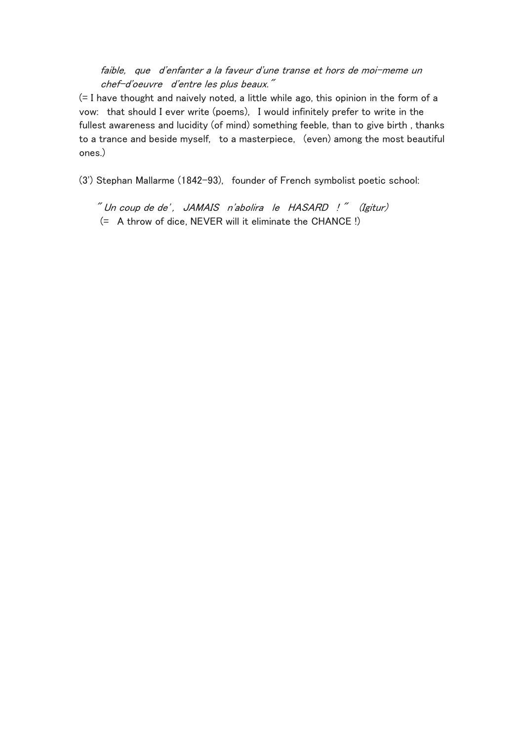*faible, que d'enfanter a la faveur d'une transe et hors de moi-meme un chef-d'oeuvre d'entre les plus beaux."*

(= I have thought and naively noted, a little while ago, this opinion in the form of a vow: that should I ever write (poems), I would infinitely prefer to write in the fullest awareness and lucidity (of mind) something feeble, than to give birth , thanks to a trance and beside myself, to a masterpiece, (even) among the most beautiful ones.)

(3') Stephan Mallarme (1842-93), founder of French symbolist poetic school:

*" Un coup de de', JAMAIS n'abolira le HASARD ! " (Igitur)*
(= A throw of dice, NEVER will it eliminate the CHANCE !)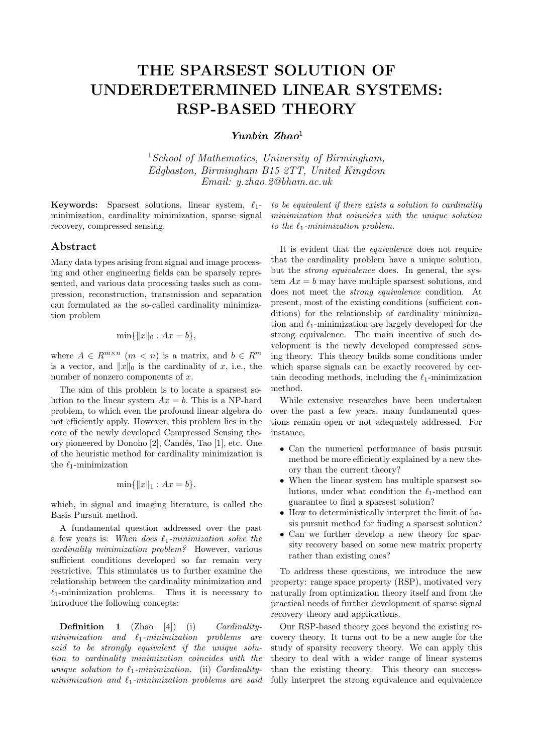# THE SPARSEST SOLUTION OF UNDERDETERMINED LINEAR SYSTEMS: RSP-BASED THEORY

***Yunbin Zhao***[1]

[1]*School of Mathematics, University of Birmingham, Edgbaston, Birmingham B15 2TT, United Kingdom*
*Email: y.zhao.2@bham.ac.uk*

**Keywords:** Sparsest solutions, linear system, $\ell_1$-minimization, cardinality minimization, sparse signal recovery, compressed sensing.

## Abstract

Many data types arising from signal and image processing and other engineering fields can be sparsely represented, and various data processing tasks such as compression, reconstruction, transmission and separation can formulated as the so-called cardinality minimization problem

$$\min\{\|x\|_0 : Ax = b\},$$

where $A \in R^{m\times n}$ $(m < n)$ is a matrix, and $b \in R^m$ is a vector, and $\|x\|_0$ is the cardinality of $x$, i.e., the number of nonzero components of $x$.

The aim of this problem is to locate a sparsest solution to the linear system $Ax = b$. This is a NP-hard problem, to which even the profound linear algebra do not efficiently apply. However, this problem lies in the core of the newly developed Compressed Sensing theory pioneered by Donoho [2], Candés, Tao [1], etc. One of the heuristic method for cardinality minimization is the $\ell_1$-minimization

$$\min\{\|x\|_1 : Ax = b\}.$$

which, in signal and imaging literature, is called the Basis Pursuit method.

A fundamental question addressed over the past a few years is: *When does $\ell_1$-minimization solve the cardinality minimization problem?* However, various sufficient conditions developed so far remain very restrictive. This stimulates us to further examine the relationship between the cardinality minimization and $\ell_1$-minimization problems. Thus it is necessary to introduce the following concepts:

**Definition 1** (Zhao [4]) (i) *Cardinality-minimization and $\ell_1$-minimization problems are said to be strongly equivalent if the unique solution to cardinality minimization coincides with the unique solution to $\ell_1$-minimization.* (ii) *Cardinality-minimization and $\ell_1$-minimization problems are said to be equivalent if there exists a solution to cardinality minimization that coincides with the unique solution to the $\ell_1$-minimization problem.*

It is evident that the *equivalence* does not require that the cardinality problem have a unique solution, but the *strong equivalence* does. In general, the system $Ax = b$ may have multiple sparsest solutions, and does not meet the *strong equivalence* condition. At present, most of the existing conditions (sufficient conditions) for the relationship of cardinality minimization and $\ell_1$-minimization are largely developed for the strong equivalence. The main incentive of such development is the newly developed compressed sensing theory. This theory builds some conditions under which sparse signals can be exactly recovered by certain decoding methods, including the $\ell_1$-minimization method.

While extensive researches have been undertaken over the past a few years, many fundamental questions remain open or not adequately addressed. For instance,

- Can the numerical performance of basis pursuit method be more efficiently explained by a new theory than the current theory?
- When the linear system has multiple sparsest solutions, under what condition the $\ell_1$-method can guarantee to find a sparsest solution?
- How to deterministically interpret the limit of basis pursuit method for finding a sparsest solution?
- Can we further develop a new theory for sparsity recovery based on some new matrix property rather than existing ones?

To address these questions, we introduce the new property: range space property (RSP), motivated very naturally from optimization theory itself and from the practical needs of further development of sparse signal recovery theory and applications.

Our RSP-based theory goes beyond the existing recovery theory. It turns out to be a new angle for the study of sparsity recovery theory. We can apply this theory to deal with a wider range of linear systems than the existing theory. This theory can successfully interpret the strong equivalence and equivalence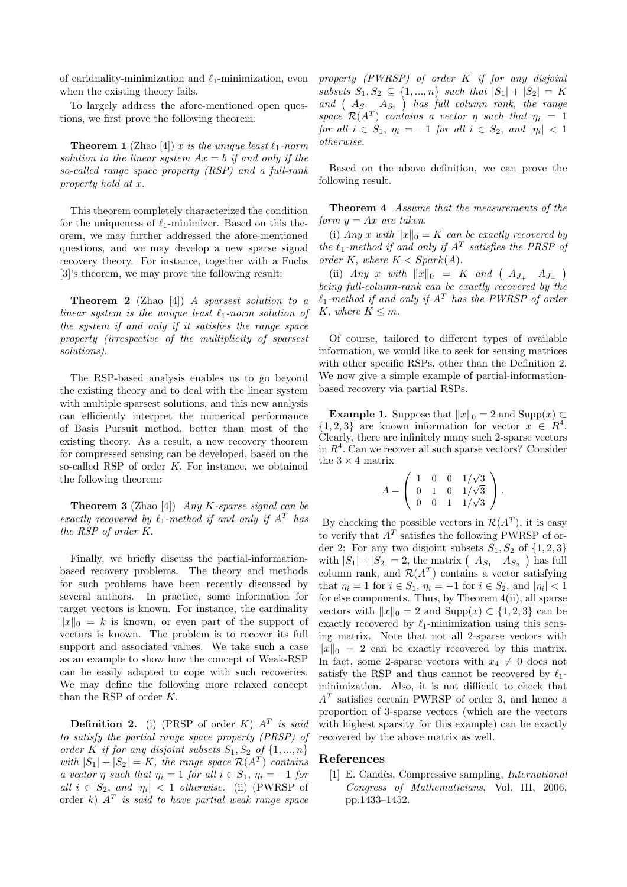of caridnality-minimization and $\ell_1$-minimization, even when the existing theory fails.

To largely address the afore-mentioned open questions, we first prove the following theorem:

**Theorem 1** (Zhao [4]) *$x$ is the unique least $\ell_1$-norm solution to the linear system $Ax = b$ if and only if the so-called range space property (RSP) and a full-rank property hold at $x$.*

This theorem completely characterized the condition for the uniqueness of $\ell_1$-minimizer. Based on this theorem, we may further addressed the afore-mentioned questions, and we may develop a new sparse signal recovery theory. For instance, together with a Fuchs [3]'s theorem, we may prove the following result:

**Theorem 2** (Zhao [4]) *A sparsest solution to a linear system is the unique least $\ell_1$-norm solution of the system if and only if it satisfies the range space property (irrespective of the multiplicity of sparsest solutions).*

The RSP-based analysis enables us to go beyond the existing theory and to deal with the linear system with multiple sparsest solutions, and this new analysis can efficiently interpret the numerical performance of Basis Pursuit method, better than most of the existing theory. As a result, a new recovery theorem for compressed sensing can be developed, based on the so-called RSP of order $K$. For instance, we obtained the following theorem:

**Theorem 3** (Zhao [4]) *Any $K$-sparse signal can be exactly recovered by $\ell_1$-method if and only if $A^T$ has the RSP of order $K$.*

Finally, we briefly discuss the partial-information-based recovery problems. The theory and methods for such problems have been recently discussed by several authors. In practice, some information for target vectors is known. For instance, the cardinality $\|x\|_0 = k$ is known, or even part of the support of vectors is known. The problem is to recover its full support and associated values. We take such a case as an example to show how the concept of Weak-RSP can be easily adapted to cope with such recoveries. We may define the following more relaxed concept than the RSP of order $K$.

**Definition 2.** (i) (PRSP of order $K$) *$A^T$ is said to satisfy the partial range space property (PRSP) of order $K$ if for any disjoint subsets $S_1, S_2$ of $\{1, ..., n\}$ with $|S_1| + |S_2| = K$, the range space $\mathcal{R}(A^T)$ contains a vector $\eta$ such that $\eta_i = 1$ for all $i \in S_1$, $\eta_i = -1$ for all $i \in S_2$, and $|\eta_i| < 1$ otherwise.* (ii) (PWRSP of order $k$) *$A^T$ is said to have partial weak range space property (PWRSP) of order $K$ if for any disjoint subsets $S_1, S_2 \subseteq \{1, ..., n\}$ such that $|S_1| + |S_2| = K$ and $\begin{pmatrix} A_{S_1} & A_{S_2} \end{pmatrix}$ has full column rank, the range space $\mathcal{R}(A^T)$ contains a vector $\eta$ such that $\eta_i = 1$ for all $i \in S_1$, $\eta_i = -1$ for all $i \in S_2$, and $|\eta_i| < 1$ otherwise.*

Based on the above definition, we can prove the following result.

**Theorem 4** *Assume that the measurements of the form $y = Ax$ are taken.*

*(i) Any $x$ with $\|x\|_0 = K$ can be exactly recovered by the $\ell_1$-method if and only if $A^T$ satisfies the PRSP of order $K$, where $K < Spark(A)$.*

*(ii) Any $x$ with $\|x\|_0 = K$ and $\begin{pmatrix} A_{J_+} & A_{J_-} \end{pmatrix}$ being full-column-rank can be exactly recovered by the $\ell_1$-method if and only if $A^T$ has the PWRSP of order $K$, where $K \leq m$.*

Of course, tailored to different types of available information, we would like to seek for sensing matrices with other specific RSPs, other than the Definition 2. We now give a simple example of partial-information-based recovery via partial RSPs.

**Example 1.** Suppose that $\|x\|_0 = 2$ and $\text{Supp}(x) \subset \{1, 2, 3\}$ are known information for vector $x \in R^4$. Clearly, there are infinitely many such 2-sparse vectors in $R^4$. Can we recover all such sparse vectors? Consider the $3 \times 4$ matrix

$$A = \begin{pmatrix} 1 & 0 & 0 & 1/\sqrt{3} \\ 0 & 1 & 0 & 1/\sqrt{3} \\ 0 & 0 & 1 & 1/\sqrt{3} \end{pmatrix}.$$

By checking the possible vectors in $\mathcal{R}(A^T)$, it is easy to verify that $A^T$ satisfies the following PWRSP of order 2: For any two disjoint subsets $S_1, S_2$ of $\{1, 2, 3\}$ with $|S_1| + |S_2| = 2$, the matrix $\begin{pmatrix} A_{S_1} & A_{S_2} \end{pmatrix}$ has full column rank, and $\mathcal{R}(A^T)$ contains a vector satisfying that $\eta_i = 1$ for $i \in S_1$, $\eta_i = -1$ for $i \in S_2$, and $|\eta_i| < 1$ for else components. Thus, by Theorem 4(ii), all sparse vectors with $\|x\|_0 = 2$ and $\text{Supp}(x) \subset \{1, 2, 3\}$ can be exactly recovered by $\ell_1$-minimization using this sensing matrix. Note that not all 2-sparse vectors with $\|x\|_0 = 2$ can be exactly recovered by this matrix. In fact, some 2-sparse vectors with $x_4 \neq 0$ does not satisfy the RSP and thus cannot be recovered by $\ell_1$-minimization. Also, it is not difficult to check that $A^T$ satisfies certain PWRSP of order 3, and hence a proportion of 3-sparse vectors (which are the vectors with highest sparsity for this example) can be exactly recovered by the above matrix as well.

## References

[1] E. Candès, Compressive sampling, *International Congress of Mathematicians*, Vol. III, 2006, pp.1433–1452.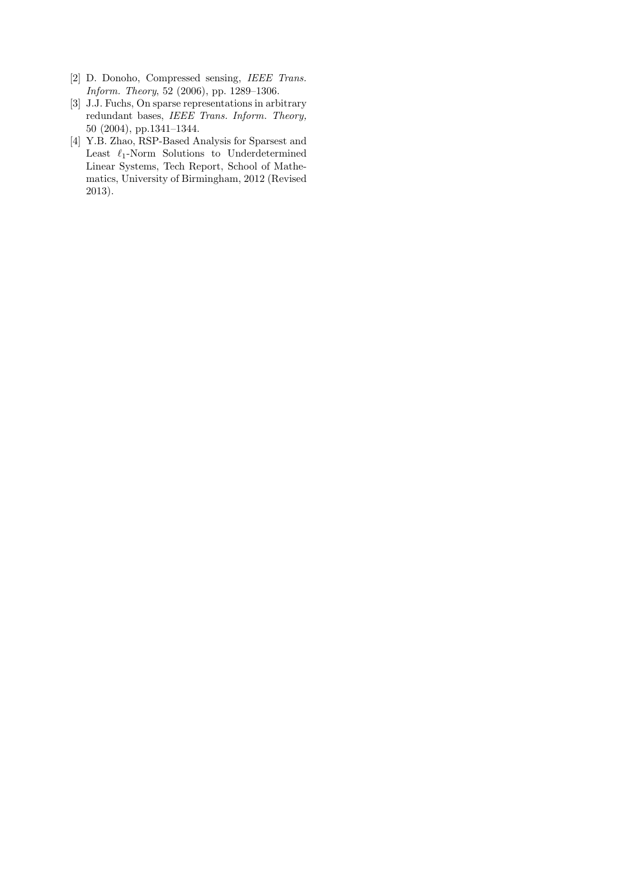[2] D. Donoho, Compressed sensing, *IEEE Trans. Inform. Theory*, 52 (2006), pp. 1289–1306.

[3] J.J. Fuchs, On sparse representations in arbitrary redundant bases, *IEEE Trans. Inform. Theory,* 50 (2004), pp.1341–1344.

[4] Y.B. Zhao, RSP-Based Analysis for Sparsest and Least $\ell_1$-Norm Solutions to Underdetermined Linear Systems, Tech Report, School of Mathematics, University of Birmingham, 2012 (Revised 2013).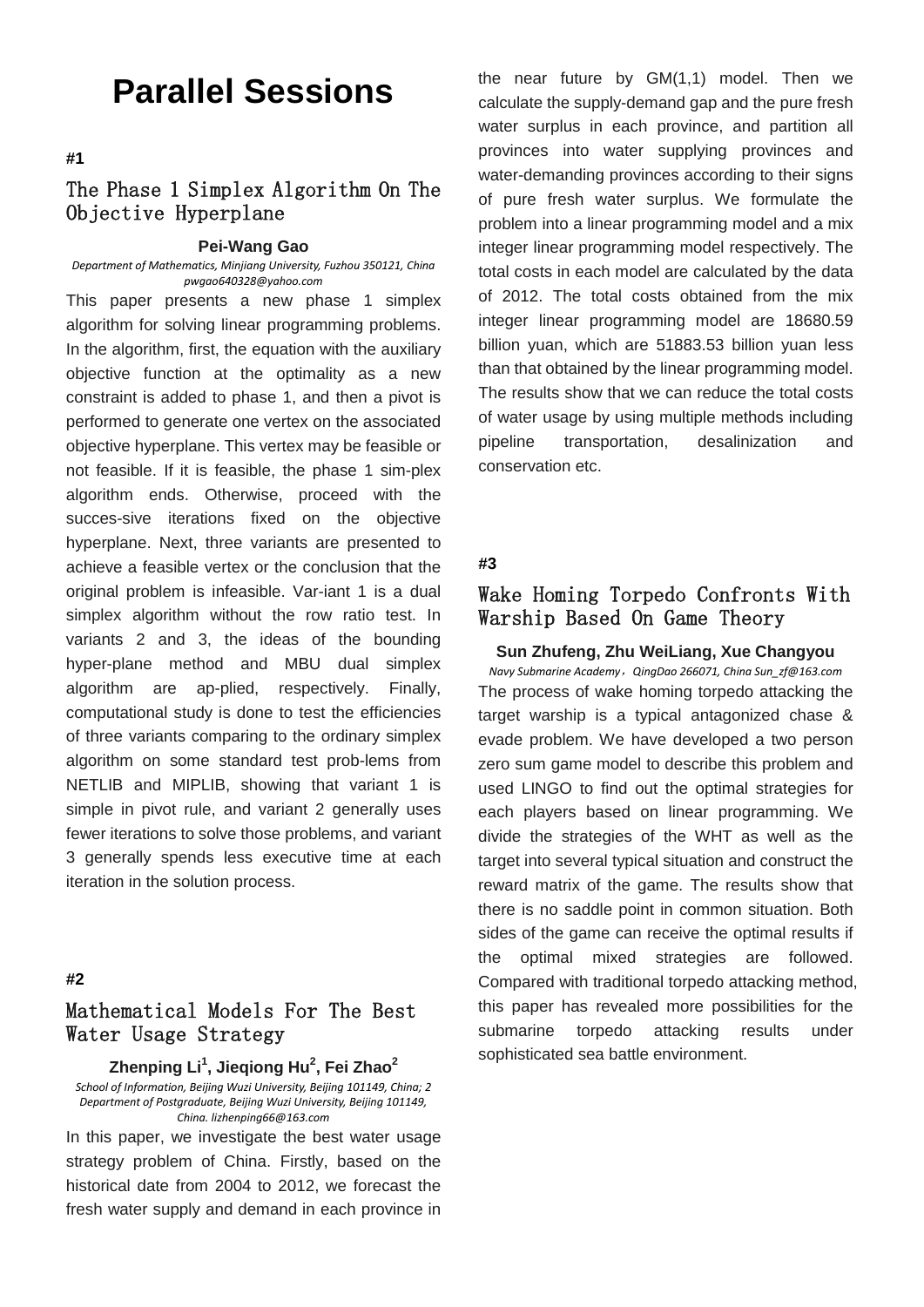# Parallel Sessions

**#1**

## The Phase 1 Simplex Algorithm On The Objective Hyperplane

**Pei-Wang Gao**

*Department of Mathematics, Minjiang University, Fuzhou 350121, China pwgao640328@yahoo.com*

This paper presents a new phase 1 simplex algorithm for solving linear programming problems. In the algorithm, first, the equation with the auxiliary objective function at the optimality as a new constraint is added to phase 1, and then a pivot is performed to generate one vertex on the associated objective hyperplane. This vertex may be feasible or not feasible. If it is feasible, the phase 1 sim-plex algorithm ends. Otherwise, proceed with the succes-sive iterations fixed on the objective hyperplane. Next, three variants are presented to achieve a feasible vertex or the conclusion that the original problem is infeasible. Var-iant 1 is a dual simplex algorithm without the row ratio test. In variants 2 and 3, the ideas of the bounding hyper-plane method and MBU dual simplex algorithm are ap-plied, respectively. Finally, computational study is done to test the efficiencies of three variants comparing to the ordinary simplex algorithm on some standard test prob-lems from NETLIB and MIPLIB, showing that variant 1 is simple in pivot rule, and variant 2 generally uses fewer iterations to solve those problems, and variant 3 generally spends less executive time at each iteration in the solution process.

**#2**

## Mathematical Models For The Best Water Usage Strategy

**Zhenping Li[1], Jieqiong Hu[2], Fei Zhao[2]**

*School of Information, Beijing Wuzi University, Beijing 101149, China; 2 Department of Postgraduate, Beijing Wuzi University, Beijing 101149, China. lizhenping66@163.com*

In this paper, we investigate the best water usage strategy problem of China. Firstly, based on the historical date from 2004 to 2012, we forecast the fresh water supply and demand in each province in the near future by GM(1,1) model. Then we calculate the supply-demand gap and the pure fresh water surplus in each province, and partition all provinces into water supplying provinces and water-demanding provinces according to their signs of pure fresh water surplus. We formulate the problem into a linear programming model and a mix integer linear programming model respectively. The total costs in each model are calculated by the data of 2012. The total costs obtained from the mix integer linear programming model are 18680.59 billion yuan, which are 51883.53 billion yuan less than that obtained by the linear programming model. The results show that we can reduce the total costs of water usage by using multiple methods including pipeline transportation, desalinization and conservation etc.

**#3**

## Wake Homing Torpedo Confronts With Warship Based On Game Theory

**Sun Zhufeng, Zhu WeiLiang, Xue Changyou**

*Navy Submarine Academy，QingDao 266071, China Sun_zf@163.com*

The process of wake homing torpedo attacking the target warship is a typical antagonized chase & evade problem. We have developed a two person zero sum game model to describe this problem and used LINGO to find out the optimal strategies for each players based on linear programming. We divide the strategies of the WHT as well as the target into several typical situation and construct the reward matrix of the game. The results show that there is no saddle point in common situation. Both sides of the game can receive the optimal results if the optimal mixed strategies are followed. Compared with traditional torpedo attacking method, this paper has revealed more possibilities for the submarine torpedo attacking results under sophisticated sea battle environment.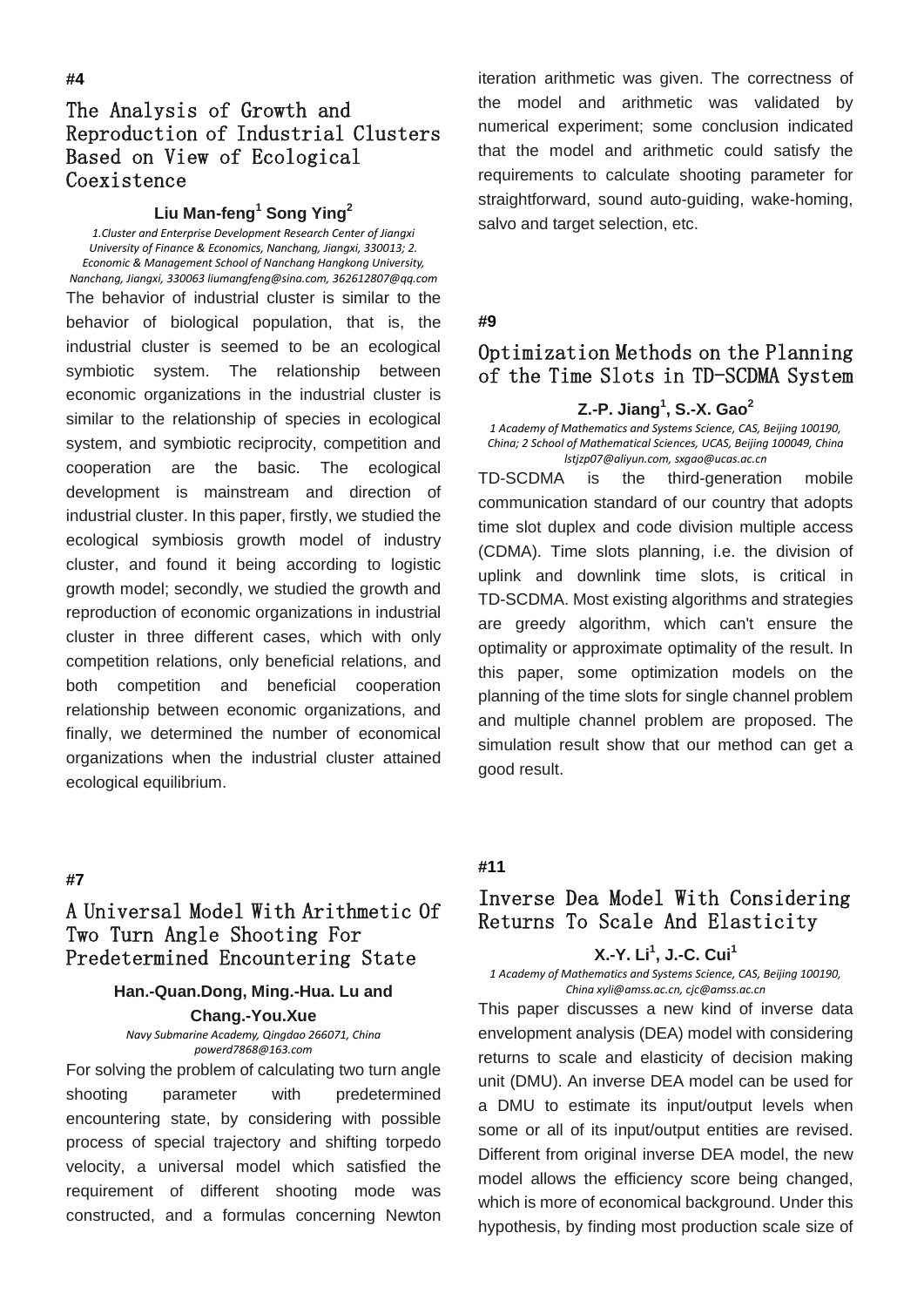#4

## The Analysis of Growth and Reproduction of Industrial Clusters Based on View of Ecological Coexistence

**Liu Man-feng[1] Song Ying[2]**

*1.Cluster and Enterprise Development Research Center of Jiangxi University of Finance & Economics, Nanchang, Jiangxi, 330013; 2. Economic & Management School of Nanchang Hangkong University, Nanchang, Jiangxi, 330063 liumangfeng@sina.com, 362612807@qq.com*

The behavior of industrial cluster is similar to the behavior of biological population, that is, the industrial cluster is seemed to be an ecological symbiotic system. The relationship between economic organizations in the industrial cluster is similar to the relationship of species in ecological system, and symbiotic reciprocity, competition and cooperation are the basic. The ecological development is mainstream and direction of industrial cluster. In this paper, firstly, we studied the ecological symbiosis growth model of industry cluster, and found it being according to logistic growth model; secondly, we studied the growth and reproduction of economic organizations in industrial cluster in three different cases, which with only competition relations, only beneficial relations, and both competition and beneficial cooperation relationship between economic organizations, and finally, we determined the number of economical organizations when the industrial cluster attained ecological equilibrium.

#7

## A Universal Model With Arithmetic Of Two Turn Angle Shooting For Predetermined Encountering State

**Han.-Quan.Dong, Ming.-Hua. Lu and Chang.-You.Xue**

*Navy Submarine Academy, Qingdao 266071, China powerd7868@163.com*

For solving the problem of calculating two turn angle shooting parameter with predetermined encountering state, by considering with possible process of special trajectory and shifting torpedo velocity, a universal model which satisfied the requirement of different shooting mode was constructed, and a formulas concerning Newton iteration arithmetic was given. The correctness of the model and arithmetic was validated by numerical experiment; some conclusion indicated that the model and arithmetic could satisfy the requirements to calculate shooting parameter for straightforward, sound auto-guiding, wake-homing, salvo and target selection, etc.

#9

## Optimization Methods on the Planning of the Time Slots in TD-SCDMA System

**Z.-P. Jiang[1], S.-X. Gao[2]**

*1 Academy of Mathematics and Systems Science, CAS, Beijing 100190, China; 2 School of Mathematical Sciences, UCAS, Beijing 100049, China lstjzp07@aliyun.com, sxgao@ucas.ac.cn*

TD-SCDMA is the third-generation mobile communication standard of our country that adopts time slot duplex and code division multiple access (CDMA). Time slots planning, i.e. the division of uplink and downlink time slots, is critical in TD-SCDMA. Most existing algorithms and strategies are greedy algorithm, which can't ensure the optimality or approximate optimality of the result. In this paper, some optimization models on the planning of the time slots for single channel problem and multiple channel problem are proposed. The simulation result show that our method can get a good result.

#11

## Inverse Dea Model With Considering Returns To Scale And Elasticity

**X.-Y. Li[1], J.-C. Cui[1]**

*1 Academy of Mathematics and Systems Science, CAS, Beijing 100190, China xyli@amss.ac.cn, cjc@amss.ac.cn*

This paper discusses a new kind of inverse data envelopment analysis (DEA) model with considering returns to scale and elasticity of decision making unit (DMU). An inverse DEA model can be used for a DMU to estimate its input/output levels when some or all of its input/output entities are revised. Different from original inverse DEA model, the new model allows the efficiency score being changed, which is more of economical background. Under this hypothesis, by finding most production scale size of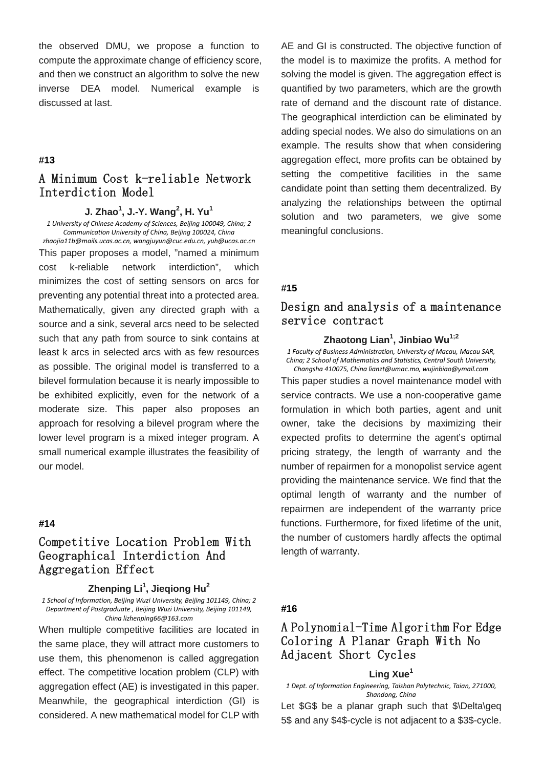the observed DMU, we propose a function to compute the approximate change of efficiency score, and then we construct an algorithm to solve the new inverse DEA model. Numerical example is discussed at last.

#13

## A Minimum Cost k-reliable Network Interdiction Model

**J. Zhao[1], J.-Y. Wang[2], H. Yu[1]**

*1 University of Chinese Academy of Sciences, Beijing 100049, China; 2 Communication University of China, Beijing 100024, China zhaojia11b@mails.ucas.ac.cn, wangjuyun@cuc.edu.cn, yuh@ucas.ac.cn*

This paper proposes a model, "named a minimum cost k-reliable network interdiction", which minimizes the cost of setting sensors on arcs for preventing any potential threat into a protected area. Mathematically, given any directed graph with a source and a sink, several arcs need to be selected such that any path from source to sink contains at least k arcs in selected arcs with as few resources as possible. The original model is transferred to a bilevel formulation because it is nearly impossible to be exhibited explicitly, even for the network of a moderate size. This paper also proposes an approach for resolving a bilevel program where the lower level program is a mixed integer program. A small numerical example illustrates the feasibility of our model.

#14

## Competitive Location Problem With Geographical Interdiction And Aggregation Effect

**Zhenping Li[1], Jieqiong Hu[2]**

*1 School of Information, Beijing Wuzi University, Beijing 101149, China; 2 Department of Postgraduate , Beijing Wuzi University, Beijing 101149, China lizhenping66@163.com*

When multiple competitive facilities are located in the same place, they will attract more customers to use them, this phenomenon is called aggregation effect. The competitive location problem (CLP) with aggregation effect (AE) is investigated in this paper. Meanwhile, the geographical interdiction (GI) is considered. A new mathematical model for CLP with AE and GI is constructed. The objective function of the model is to maximize the profits. A method for solving the model is given. The aggregation effect is quantified by two parameters, which are the growth rate of demand and the discount rate of distance. The geographical interdiction can be eliminated by adding special nodes. We also do simulations on an example. The results show that when considering aggregation effect, more profits can be obtained by setting the competitive facilities in the same candidate point than setting them decentralized. By analyzing the relationships between the optimal solution and two parameters, we give some meaningful conclusions.

#15

## Design and analysis of a maintenance service contract

**Zhaotong Lian[1], Jinbiao Wu[1;2]**

*1 Faculty of Business Administration, University of Macau, Macau SAR, China; 2 School of Mathematics and Statistics, Central South University, Changsha 410075, China lianzt@umac.mo, wujinbiao@ymail.com*

This paper studies a novel maintenance model with service contracts. We use a non-cooperative game formulation in which both parties, agent and unit owner, take the decisions by maximizing their expected profits to determine the agent's optimal pricing strategy, the length of warranty and the number of repairmen for a monopolist service agent providing the maintenance service. We find that the optimal length of warranty and the number of repairmen are independent of the warranty price functions. Furthermore, for fixed lifetime of the unit, the number of customers hardly affects the optimal length of warranty.

#16

## A Polynomial-Time Algorithm For Edge Coloring A Planar Graph With No Adjacent Short Cycles

**Ling Xue[1]**

*1 Dept. of Information Engineering, Taishan Polytechnic, Taian, 271000, Shandong, China*

Let $G$ be a planar graph such that $\Delta\geq 5$ and any $4$-cycle is not adjacent to a $3$-cycle.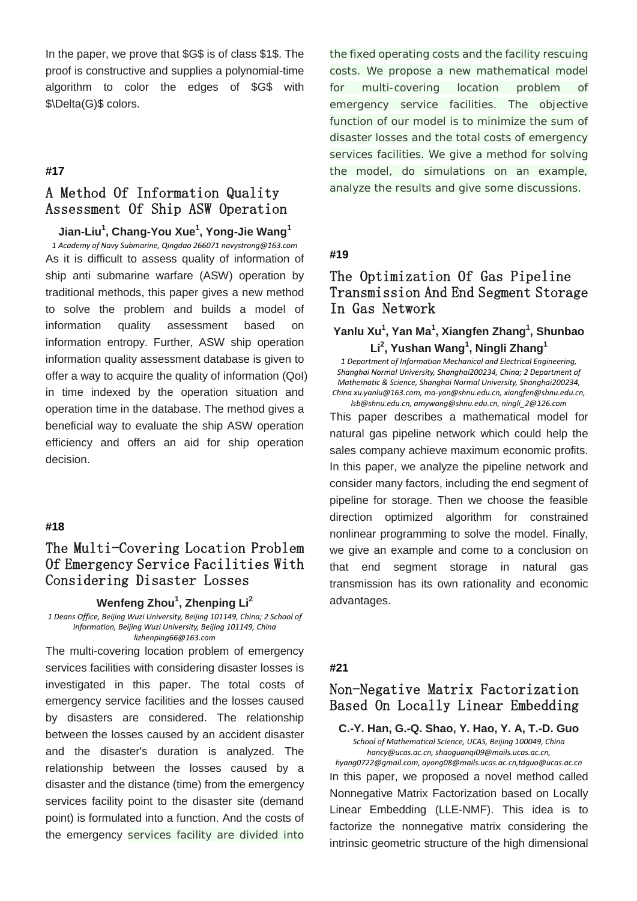In the paper, we prove that $G$ is of class $1$. The proof is constructive and supplies a polynomial-time algorithm to color the edges of $G$ with $\Delta(G)$ colors.

#17

## A Method Of Information Quality Assessment Of Ship ASW Operation

**Jian-Liu[1], Chang-You Xue[1], Yong-Jie Wang[1]**

*1 Academy of Navy Submarine, Qingdao 266071 navystrong@163.com*

As it is difficult to assess quality of information of ship anti submarine warfare (ASW) operation by traditional methods, this paper gives a new method to solve the problem and builds a model of information quality assessment based on information entropy. Further, ASW ship operation information quality assessment database is given to offer a way to acquire the quality of information (QoI) in time indexed by the operation situation and operation time in the database. The method gives a beneficial way to evaluate the ship ASW operation efficiency and offers an aid for ship operation decision.

#18

## The Multi-Covering Location Problem Of Emergency Service Facilities With Considering Disaster Losses

**Wenfeng Zhou[1], Zhenping Li[2]**

*1 Deans Office, Beijing Wuzi University, Beijing 101149, China; 2 School of Information, Beijing Wuzi University, Beijing 101149, China lizhenping66@163.com*

The multi-covering location problem of emergency services facilities with considering disaster losses is investigated in this paper. The total costs of emergency service facilities and the losses caused by disasters are considered. The relationship between the losses caused by an accident disaster and the disaster's duration is analyzed. The relationship between the losses caused by a disaster and the distance (time) from the emergency services facility point to the disaster site (demand point) is formulated into a function. And the costs of the emergency services facility are divided into the fixed operating costs and the facility rescuing costs. We propose a new mathematical model for multi-covering location problem of emergency service facilities. The objective function of our model is to minimize the sum of disaster losses and the total costs of emergency services facilities. We give a method for solving the model, do simulations on an example, analyze the results and give some discussions.

#19

## The Optimization Of Gas Pipeline Transmission And End Segment Storage In Gas Network

**Yanlu Xu[1], Yan Ma[1], Xiangfen Zhang[1], Shunbao Li[2], Yushan Wang[1], Ningli Zhang[1]**

*1 Department of Information Mechanical and Electrical Engineering, Shanghai Normal University, Shanghai200234, China; 2 Department of Mathematic & Science, Shanghai Normal University, Shanghai200234, China xu.yanlu@163.com, ma-yan@shnu.edu.cn, xiangfen@shnu.edu.cn, lsb@shnu.edu.cn, amywang@shnu.edu.cn, ningli_2@126.com*

This paper describes a mathematical model for natural gas pipeline network which could help the sales company achieve maximum economic profits. In this paper, we analyze the pipeline network and consider many factors, including the end segment of pipeline for storage. Then we choose the feasible direction optimized algorithm for constrained nonlinear programming to solve the model. Finally, we give an example and come to a conclusion on that end segment storage in natural gas transmission has its own rationality and economic advantages.

#21

## Non-Negative Matrix Factorization Based On Locally Linear Embedding

**C.-Y. Han, G.-Q. Shao, Y. Hao, Y. A, T.-D. Guo**

*School of Mathematical Science, UCAS, Beijing 100049, China hancy@ucas.ac.cn, shaoguanqi09@mails.ucas.ac.cn, hyang0722@gmail.com, ayong08@mails.ucas.ac.cn,tdguo@ucas.ac.cn*

In this paper, we proposed a novel method called Nonnegative Matrix Factorization based on Locally Linear Embedding (LLE-NMF). This idea is to factorize the nonnegative matrix considering the intrinsic geometric structure of the high dimensional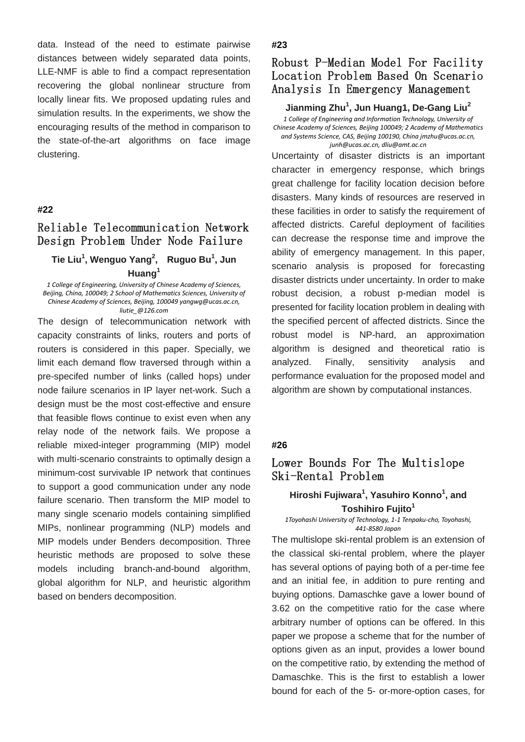data. Instead of the need to estimate pairwise distances between widely separated data points, LLE-NMF is able to find a compact representation recovering the global nonlinear structure from locally linear fits. We proposed updating rules and simulation results. In the experiments, we show the encouraging results of the method in comparison to the state-of-the-art algorithms on face image clustering.

**#22**

## Reliable Telecommunication Network Design Problem Under Node Failure

**Tie Liu[1], Wenguo Yang[2], Ruguo Bu[1], Jun Huang[1]**

*1 College of Engineering, University of Chinese Academy of Sciences, Beijing, China, 100049; 2 School of Mathematics Sciences, University of Chinese Academy of Sciences, Beijing, 100049 yangwg@ucas.ac.cn, liutie_@126.com*

The design of telecommunication network with capacity constraints of links, routers and ports of routers is considered in this paper. Specially, we limit each demand flow traversed through within a pre-specifed number of links (called hops) under node failure scenarios in IP layer net-work. Such a design must be the most cost-effective and ensure that feasible flows continue to exist even when any relay node of the network fails. We propose a reliable mixed-integer programming (MIP) model with multi-scenario constraints to optimally design a minimum-cost survivable IP network that continues to support a good communication under any node failure scenario. Then transform the MIP model to many single scenario models containing simplified MIPs, nonlinear programming (NLP) models and MIP models under Benders decomposition. Three heuristic methods are proposed to solve these models including branch-and-bound algorithm, global algorithm for NLP, and heuristic algorithm based on benders decomposition.

**#23**

## Robust P-Median Model For Facility Location Problem Based On Scenario Analysis In Emergency Management

**Jianming Zhu[1], Jun Huang1, De-Gang Liu[2]**

*1 College of Engineering and Information Technology, University of Chinese Academy of Sciences, Beijing 100049; 2 Academy of Mathematics and Systems Science, CAS, Beijing 100190, China jmzhu@ucas.ac.cn, junh@ucas.ac.cn, dliu@amt.ac.cn*

Uncertainty of disaster districts is an important character in emergency response, which brings great challenge for facility location decision before disasters. Many kinds of resources are reserved in these facilities in order to satisfy the requirement of affected districts. Careful deployment of facilities can decrease the response time and improve the ability of emergency management. In this paper, scenario analysis is proposed for forecasting disaster districts under uncertainty. In order to make robust decision, a robust p-median model is presented for facility location problem in dealing with the specified percent of affected districts. Since the robust model is NP-hard, an approximation algorithm is designed and theoretical ratio is analyzed. Finally, sensitivity analysis and performance evaluation for the proposed model and algorithm are shown by computational instances.

**#26**

## Lower Bounds For The Multislope Ski-Rental Problem

**Hiroshi Fujiwara[1], Yasuhiro Konno[1], and Toshihiro Fujito[1]**

*1Toyohashi University of Technology, 1-1 Tenpaku-cho, Toyohashi, 441-8580 Japan*

The multislope ski-rental problem is an extension of the classical ski-rental problem, where the player has several options of paying both of a per-time fee and an initial fee, in addition to pure renting and buying options. Damaschke gave a lower bound of 3.62 on the competitive ratio for the case where arbitrary number of options can be offered. In this paper we propose a scheme that for the number of options given as an input, provides a lower bound on the competitive ratio, by extending the method of Damaschke. This is the first to establish a lower bound for each of the 5- or-more-option cases, for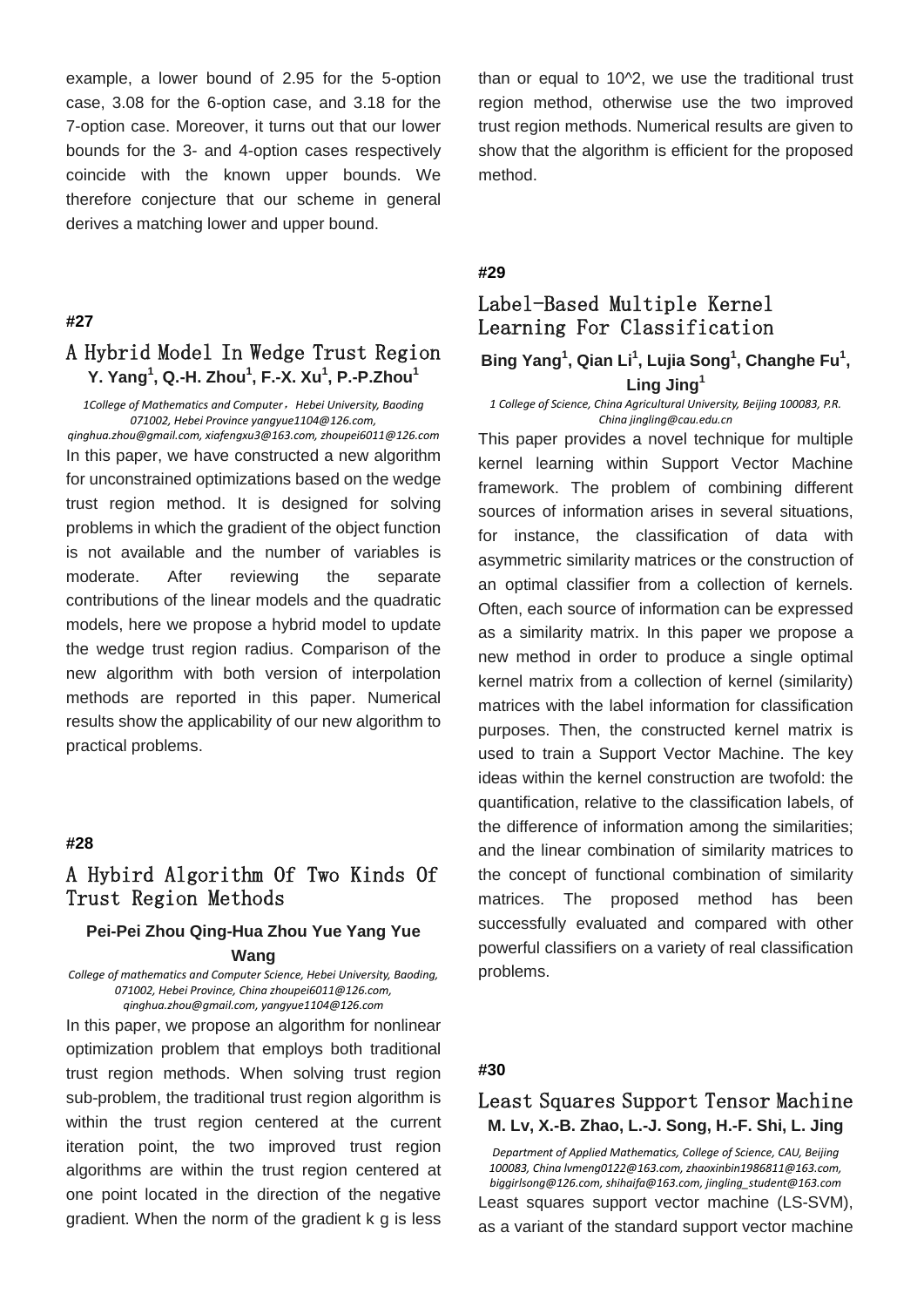example, a lower bound of 2.95 for the 5-option case, 3.08 for the 6-option case, and 3.18 for the 7-option case. Moreover, it turns out that our lower bounds for the 3- and 4-option cases respectively coincide with the known upper bounds. We therefore conjecture that our scheme in general derives a matching lower and upper bound.

**#27**

## A Hybrid Model In Wedge Trust Region

**Y. Yang[1], Q.-H. Zhou[1], F.-X. Xu[1], P.-P.Zhou[1]**

*1College of Mathematics and Computer, Hebei University, Baoding 071002, Hebei Province yangyue1104@126.com, qinghua.zhou@gmail.com, xiafengxu3@163.com, zhoupei6011@126.com*

In this paper, we have constructed a new algorithm for unconstrained optimizations based on the wedge trust region method. It is designed for solving problems in which the gradient of the object function is not available and the number of variables is moderate. After reviewing the separate contributions of the linear models and the quadratic models, here we propose a hybrid model to update the wedge trust region radius. Comparison of the new algorithm with both version of interpolation methods are reported in this paper. Numerical results show the applicability of our new algorithm to practical problems.

**#28**

## A Hybird Algorithm Of Two Kinds Of Trust Region Methods

**Pei-Pei Zhou Qing-Hua Zhou Yue Yang Yue Wang**

*College of mathematics and Computer Science, Hebei University, Baoding, 071002, Hebei Province, China zhoupei6011@126.com, qinghua.zhou@gmail.com, yangyue1104@126.com*

In this paper, we propose an algorithm for nonlinear optimization problem that employs both traditional trust region methods. When solving trust region sub-problem, the traditional trust region algorithm is within the trust region centered at the current iteration point, the two improved trust region algorithms are within the trust region centered at one point located in the direction of the negative gradient. When the norm of the gradient k g is less than or equal to 10^2, we use the traditional trust region method, otherwise use the two improved trust region methods. Numerical results are given to show that the algorithm is efficient for the proposed method.

**#29**

## Label-Based Multiple Kernel Learning For Classification

**Bing Yang[1], Qian Li[1], Lujia Song[1], Changhe Fu[1], Ling Jing[1]**

*1 College of Science, China Agricultural University, Beijing 100083, P.R. China jingling@cau.edu.cn*

This paper provides a novel technique for multiple kernel learning within Support Vector Machine framework. The problem of combining different sources of information arises in several situations, for instance, the classification of data with asymmetric similarity matrices or the construction of an optimal classifier from a collection of kernels. Often, each source of information can be expressed as a similarity matrix. In this paper we propose a new method in order to produce a single optimal kernel matrix from a collection of kernel (similarity) matrices with the label information for classification purposes. Then, the constructed kernel matrix is used to train a Support Vector Machine. The key ideas within the kernel construction are twofold: the quantification, relative to the classification labels, of the difference of information among the similarities; and the linear combination of similarity matrices to the concept of functional combination of similarity matrices. The proposed method has been successfully evaluated and compared with other powerful classifiers on a variety of real classification problems.

**#30**

## Least Squares Support Tensor Machine

**M. Lv, X.-B. Zhao, L.-J. Song, H.-F. Shi, L. Jing**

*Department of Applied Mathematics, College of Science, CAU, Beijing 100083, China lvmeng0122@163.com, zhaoxinbin1986811@163.com, biggirlsong@126.com, shihaifa@163.com, jingling_student@163.com*

Least squares support vector machine (LS-SVM), as a variant of the standard support vector machine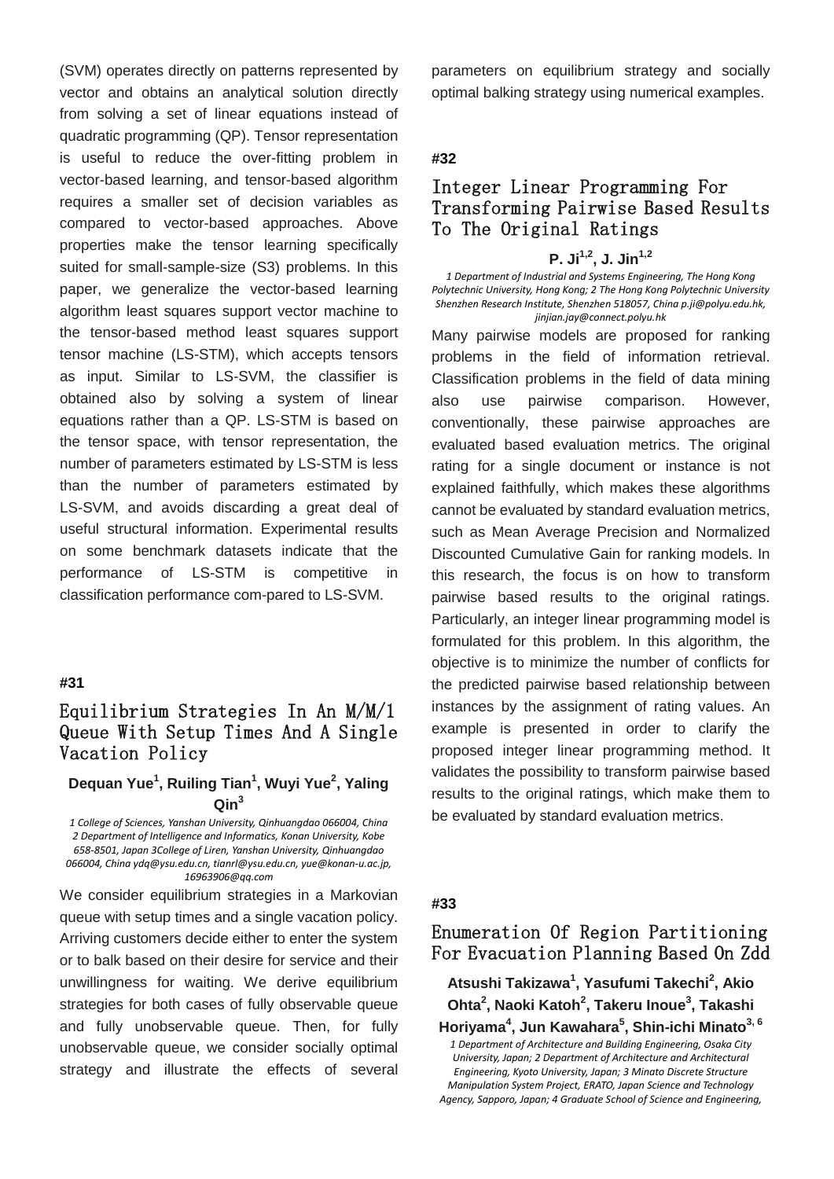(SVM) operates directly on patterns represented by vector and obtains an analytical solution directly from solving a set of linear equations instead of quadratic programming (QP). Tensor representation is useful to reduce the over-fitting problem in vector-based learning, and tensor-based algorithm requires a smaller set of decision variables as compared to vector-based approaches. Above properties make the tensor learning specifically suited for small-sample-size (S3) problems. In this paper, we generalize the vector-based learning algorithm least squares support vector machine to the tensor-based method least squares support tensor machine (LS-STM), which accepts tensors as input. Similar to LS-SVM, the classifier is obtained also by solving a system of linear equations rather than a QP. LS-STM is based on the tensor space, with tensor representation, the number of parameters estimated by LS-STM is less than the number of parameters estimated by LS-SVM, and avoids discarding a great deal of useful structural information. Experimental results on some benchmark datasets indicate that the performance of LS-STM is competitive in classification performance com-pared to LS-SVM.

#### #31

## Equilibrium Strategies In An M/M/1 Queue With Setup Times And A Single Vacation Policy

**Dequan Yue[1], Ruiling Tian[1], Wuyi Yue[2], Yaling Qin[3]**

*1 College of Sciences, Yanshan University, Qinhuangdao 066004, China 2 Department of Intelligence and Informatics, Konan University, Kobe 658-8501, Japan 3College of Liren, Yanshan University, Qinhuangdao 066004, China ydq@ysu.edu.cn, tianrl@ysu.edu.cn, yue@konan-u.ac.jp, 16963906@qq.com*

We consider equilibrium strategies in a Markovian queue with setup times and a single vacation policy. Arriving customers decide either to enter the system or to balk based on their desire for service and their unwillingness for waiting. We derive equilibrium strategies for both cases of fully observable queue and fully unobservable queue. Then, for fully unobservable queue, we consider socially optimal strategy and illustrate the effects of several parameters on equilibrium strategy and socially optimal balking strategy using numerical examples.

#### #32

## Integer Linear Programming For Transforming Pairwise Based Results To The Original Ratings

**P. Ji[1,2], J. Jin[1,2]**

*1 Department of Industrial and Systems Engineering, The Hong Kong Polytechnic University, Hong Kong; 2 The Hong Kong Polytechnic University Shenzhen Research Institute, Shenzhen 518057, China p.ji@polyu.edu.hk, jinjian.jay@connect.polyu.hk*

Many pairwise models are proposed for ranking problems in the field of information retrieval. Classification problems in the field of data mining also use pairwise comparison. However, conventionally, these pairwise approaches are evaluated based evaluation metrics. The original rating for a single document or instance is not explained faithfully, which makes these algorithms cannot be evaluated by standard evaluation metrics, such as Mean Average Precision and Normalized Discounted Cumulative Gain for ranking models. In this research, the focus is on how to transform pairwise based results to the original ratings. Particularly, an integer linear programming model is formulated for this problem. In this algorithm, the objective is to minimize the number of conflicts for the predicted pairwise based relationship between instances by the assignment of rating values. An example is presented in order to clarify the proposed integer linear programming method. It validates the possibility to transform pairwise based results to the original ratings, which make them to be evaluated by standard evaluation metrics.

#### #33

## Enumeration Of Region Partitioning For Evacuation Planning Based On Zdd

**Atsushi Takizawa[1], Yasufumi Takechi[2], Akio Ohta[2], Naoki Katoh[2], Takeru Inoue[3], Takashi Horiyama[4], Jun Kawahara[5], Shin-ichi Minato[3, 6]**

*1 Department of Architecture and Building Engineering, Osaka City University, Japan; 2 Department of Architecture and Architectural Engineering, Kyoto University, Japan; 3 Minato Discrete Structure Manipulation System Project, ERATO, Japan Science and Technology Agency, Sapporo, Japan; 4 Graduate School of Science and Engineering,*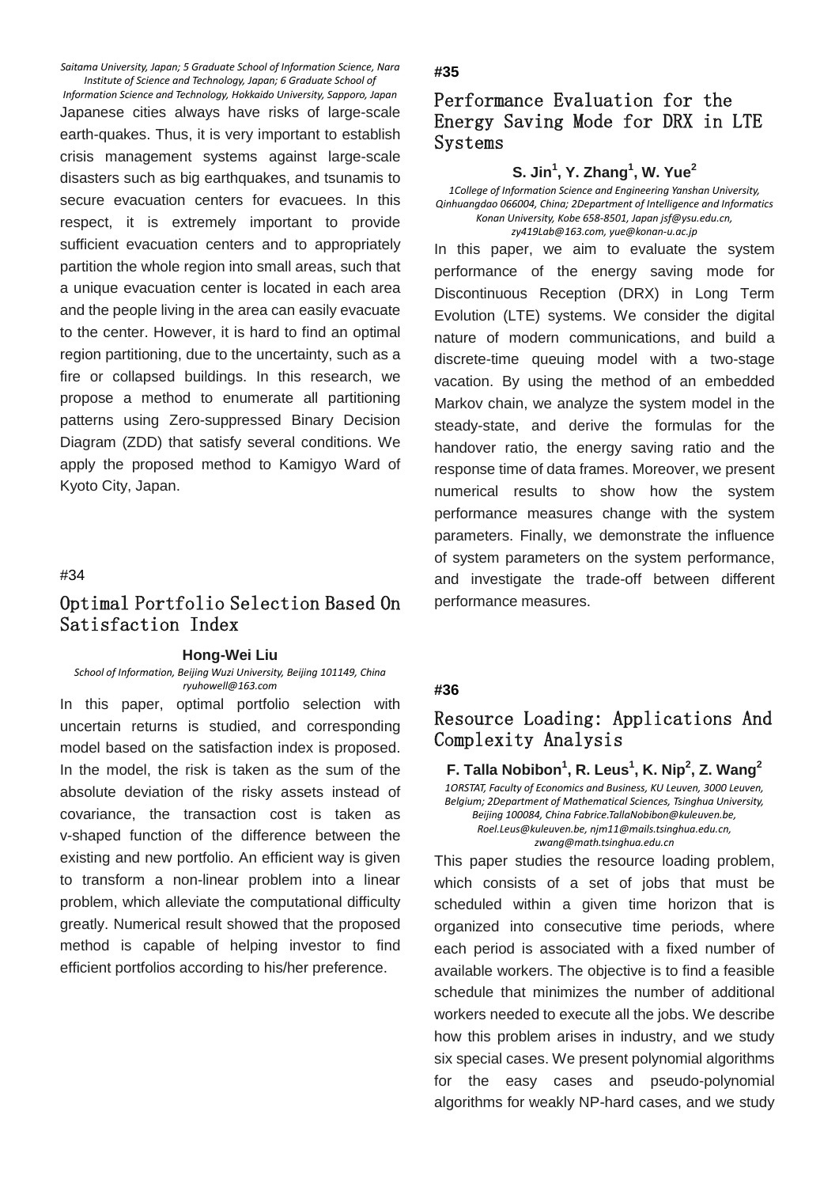*Saitama University, Japan; 5 Graduate School of Information Science, Nara Institute of Science and Technology, Japan; 6 Graduate School of Information Science and Technology, Hokkaido University, Sapporo, Japan*

Japanese cities always have risks of large-scale earth-quakes. Thus, it is very important to establish crisis management systems against large-scale disasters such as big earthquakes, and tsunamis to secure evacuation centers for evacuees. In this respect, it is extremely important to provide sufficient evacuation centers and to appropriately partition the whole region into small areas, such that a unique evacuation center is located in each area and the people living in the area can easily evacuate to the center. However, it is hard to find an optimal region partitioning, due to the uncertainty, such as a fire or collapsed buildings. In this research, we propose a method to enumerate all partitioning patterns using Zero-suppressed Binary Decision Diagram (ZDD) that satisfy several conditions. We apply the proposed method to Kamigyo Ward of Kyoto City, Japan.

#34

## Optimal Portfolio Selection Based On Satisfaction Index

**Hong-Wei Liu**

*School of Information, Beijing Wuzi University, Beijing 101149, China ryuhowell@163.com*

In this paper, optimal portfolio selection with uncertain returns is studied, and corresponding model based on the satisfaction index is proposed. In the model, the risk is taken as the sum of the absolute deviation of the risky assets instead of covariance, the transaction cost is taken as v-shaped function of the difference between the existing and new portfolio. An efficient way is given to transform a non-linear problem into a linear problem, which alleviate the computational difficulty greatly. Numerical result showed that the proposed method is capable of helping investor to find efficient portfolios according to his/her preference.

**#35**

## Performance Evaluation for the Energy Saving Mode for DRX in LTE Systems

**S. Jin[1], Y. Zhang[1], W. Yue[2]**

*1College of Information Science and Engineering Yanshan University, Qinhuangdao 066004, China; 2Department of Intelligence and Informatics Konan University, Kobe 658-8501, Japan jsf@ysu.edu.cn, zy419Lab@163.com, yue@konan-u.ac.jp*

In this paper, we aim to evaluate the system performance of the energy saving mode for Discontinuous Reception (DRX) in Long Term Evolution (LTE) systems. We consider the digital nature of modern communications, and build a discrete-time queuing model with a two-stage vacation. By using the method of an embedded Markov chain, we analyze the system model in the steady-state, and derive the formulas for the handover ratio, the energy saving ratio and the response time of data frames. Moreover, we present numerical results to show how the system performance measures change with the system parameters. Finally, we demonstrate the influence of system parameters on the system performance, and investigate the trade-off between different performance measures.

**#36**

## Resource Loading: Applications And Complexity Analysis

**F. Talla Nobibon[1], R. Leus[1], K. Nip[2], Z. Wang[2]**

*1ORSTAT, Faculty of Economics and Business, KU Leuven, 3000 Leuven, Belgium; 2Department of Mathematical Sciences, Tsinghua University, Beijing 100084, China Fabrice.TallaNobibon@kuleuven.be, Roel.Leus@kuleuven.be, njm11@mails.tsinghua.edu.cn, zwang@math.tsinghua.edu.cn*

This paper studies the resource loading problem, which consists of a set of jobs that must be scheduled within a given time horizon that is organized into consecutive time periods, where each period is associated with a fixed number of available workers. The objective is to find a feasible schedule that minimizes the number of additional workers needed to execute all the jobs. We describe how this problem arises in industry, and we study six special cases. We present polynomial algorithms for the easy cases and pseudo-polynomial algorithms for weakly NP-hard cases, and we study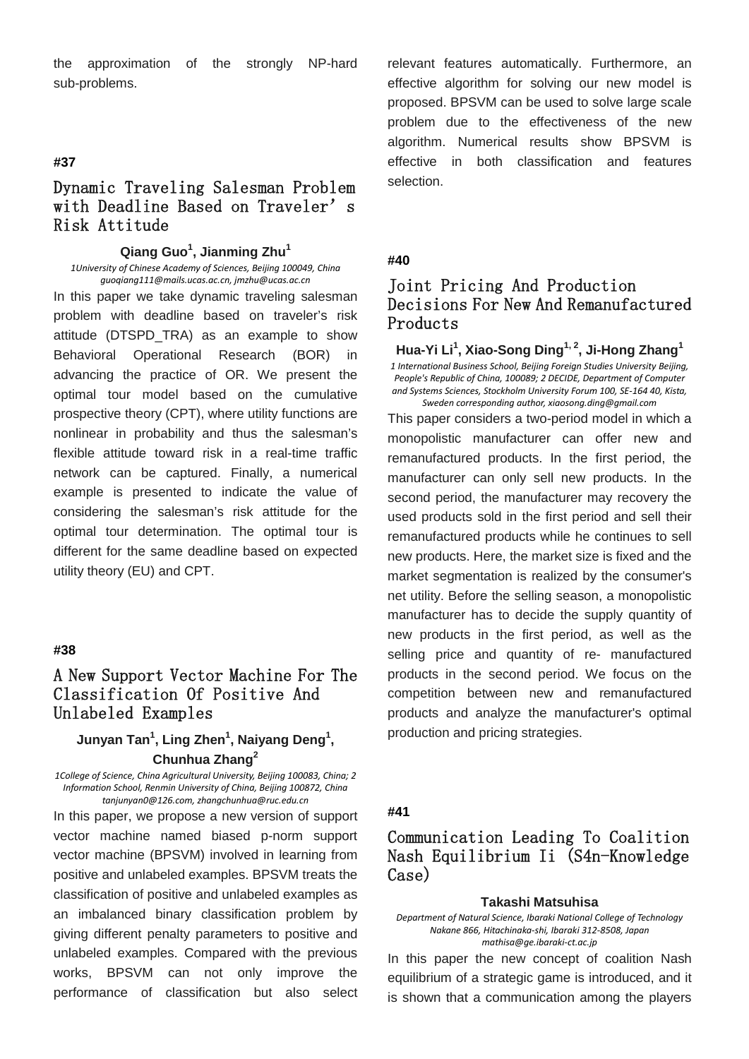the approximation of the strongly NP-hard sub-problems.

**#37**

## Dynamic Traveling Salesman Problem with Deadline Based on Traveler's Risk Attitude

**Qiang Guo[1], Jianming Zhu[1]**

*1University of Chinese Academy of Sciences, Beijing 100049, China guoqiang111@mails.ucas.ac.cn, jmzhu@ucas.ac.cn*

In this paper we take dynamic traveling salesman problem with deadline based on traveler's risk attitude (DTSPD_TRA) as an example to show Behavioral Operational Research (BOR) in advancing the practice of OR. We present the optimal tour model based on the cumulative prospective theory (CPT), where utility functions are nonlinear in probability and thus the salesman's flexible attitude toward risk in a real-time traffic network can be captured. Finally, a numerical example is presented to indicate the value of considering the salesman's risk attitude for the optimal tour determination. The optimal tour is different for the same deadline based on expected utility theory (EU) and CPT.

**#38**

## A New Support Vector Machine For The Classification Of Positive And Unlabeled Examples

**Junyan Tan[1], Ling Zhen[1], Naiyang Deng[1], Chunhua Zhang[2]**

*1College of Science, China Agricultural University, Beijing 100083, China; 2 Information School, Renmin University of China, Beijing 100872, China tanjunyan0@126.com, zhangchunhua@ruc.edu.cn*

In this paper, we propose a new version of support vector machine named biased p-norm support vector machine (BPSVM) involved in learning from positive and unlabeled examples. BPSVM treats the classification of positive and unlabeled examples as an imbalanced binary classification problem by giving different penalty parameters to positive and unlabeled examples. Compared with the previous works, BPSVM can not only improve the performance of classification but also select relevant features automatically. Furthermore, an effective algorithm for solving our new model is proposed. BPSVM can be used to solve large scale problem due to the effectiveness of the new algorithm. Numerical results show BPSVM is effective in both classification and features selection.

**#40**

## Joint Pricing And Production Decisions For New And Remanufactured Products

**Hua-Yi Li[1], Xiao-Song Ding[1, 2], Ji-Hong Zhang[1]**

*1 International Business School, Beijing Foreign Studies University Beijing, People's Republic of China, 100089; 2 DECIDE, Department of Computer and Systems Sciences, Stockholm University Forum 100, SE-164 40, Kista, Sweden corresponding author, xiaosong.ding@gmail.com*

This paper considers a two-period model in which a monopolistic manufacturer can offer new and remanufactured products. In the first period, the manufacturer can only sell new products. In the second period, the manufacturer may recovery the used products sold in the first period and sell their remanufactured products while he continues to sell new products. Here, the market size is fixed and the market segmentation is realized by the consumer's net utility. Before the selling season, a monopolistic manufacturer has to decide the supply quantity of new products in the first period, as well as the selling price and quantity of re- manufactured products in the second period. We focus on the competition between new and remanufactured products and analyze the manufacturer's optimal production and pricing strategies.

**#41**

## Communication Leading To Coalition Nash Equilibrium Ii (S4n-Knowledge Case)

**Takashi Matsuhisa**

*Department of Natural Science, Ibaraki National College of Technology Nakane 866, Hitachinaka-shi, Ibaraki 312-8508, Japan mathisa@ge.ibaraki-ct.ac.jp*

In this paper the new concept of coalition Nash equilibrium of a strategic game is introduced, and it is shown that a communication among the players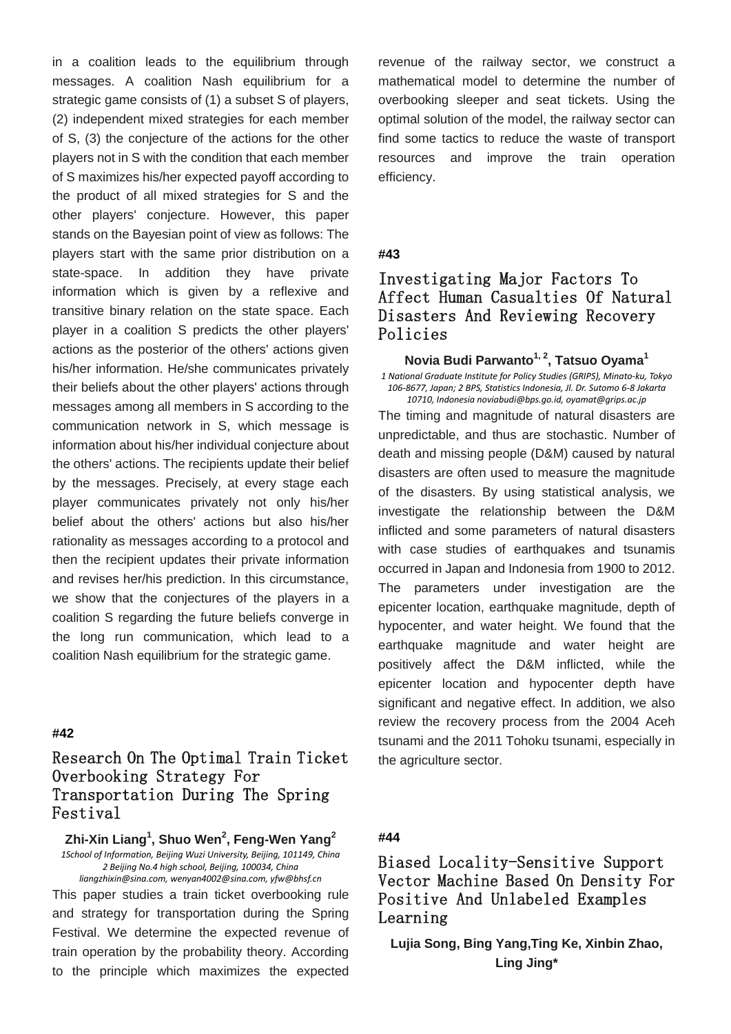in a coalition leads to the equilibrium through messages. A coalition Nash equilibrium for a strategic game consists of (1) a subset S of players, (2) independent mixed strategies for each member of S, (3) the conjecture of the actions for the other players not in S with the condition that each member of S maximizes his/her expected payoff according to the product of all mixed strategies for S and the other players' conjecture. However, this paper stands on the Bayesian point of view as follows: The players start with the same prior distribution on a state-space. In addition they have private information which is given by a reflexive and transitive binary relation on the state space. Each player in a coalition S predicts the other players' actions as the posterior of the others' actions given his/her information. He/she communicates privately their beliefs about the other players' actions through messages among all members in S according to the communication network in S, which message is information about his/her individual conjecture about the others' actions. The recipients update their belief by the messages. Precisely, at every stage each player communicates privately not only his/her belief about the others' actions but also his/her rationality as messages according to a protocol and then the recipient updates their private information and revises her/his prediction. In this circumstance, we show that the conjectures of the players in a coalition S regarding the future beliefs converge in the long run communication, which lead to a coalition Nash equilibrium for the strategic game.

**#42**

## Research On The Optimal Train Ticket Overbooking Strategy For Transportation During The Spring Festival

**Zhi-Xin Liang[1], Shuo Wen[2], Feng-Wen Yang[2]**

*1School of Information, Beijing Wuzi University, Beijing, 101149, China*
*2 Beijing No.4 high school, Beijing, 100034, China*
*liangzhixin@sina.com, wenyan4002@sina.com, yfw@bhsf.cn*

This paper studies a train ticket overbooking rule and strategy for transportation during the Spring Festival. We determine the expected revenue of train operation by the probability theory. According to the principle which maximizes the expected revenue of the railway sector, we construct a mathematical model to determine the number of overbooking sleeper and seat tickets. Using the optimal solution of the model, the railway sector can find some tactics to reduce the waste of transport resources and improve the train operation efficiency.

**#43**

## Investigating Major Factors To Affect Human Casualties Of Natural Disasters And Reviewing Recovery Policies

**Novia Budi Parwanto[1, 2], Tatsuo Oyama[1]**

*1 National Graduate Institute for Policy Studies (GRIPS), Minato-ku, Tokyo 106-8677, Japan; 2 BPS, Statistics Indonesia, Jl. Dr. Sutomo 6-8 Jakarta 10710, Indonesia noviabudi@bps.go.id, oyamat@grips.ac.jp*

The timing and magnitude of natural disasters are unpredictable, and thus are stochastic. Number of death and missing people (D&M) caused by natural disasters are often used to measure the magnitude of the disasters. By using statistical analysis, we investigate the relationship between the D&M inflicted and some parameters of natural disasters with case studies of earthquakes and tsunamis occurred in Japan and Indonesia from 1900 to 2012. The parameters under investigation are the epicenter location, earthquake magnitude, depth of hypocenter, and water height. We found that the earthquake magnitude and water height are positively affect the D&M inflicted, while the epicenter location and hypocenter depth have significant and negative effect. In addition, we also review the recovery process from the 2004 Aceh tsunami and the 2011 Tohoku tsunami, especially in the agriculture sector.

**#44**

## Biased Locality-Sensitive Support Vector Machine Based On Density For Positive And Unlabeled Examples Learning

**Lujia Song, Bing Yang,Ting Ke, Xinbin Zhao, Ling Jing***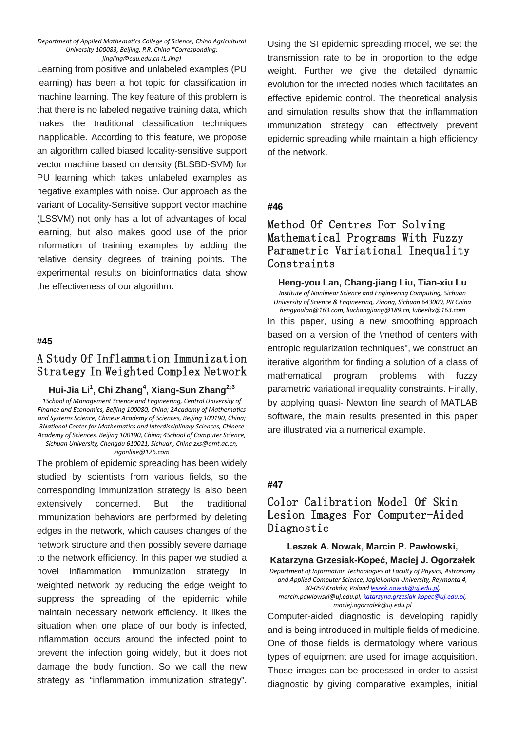*Department of Applied Mathematics College of Science, China Agricultural University 100083, Beijing, P.R. China \*Corresponding: jingling@cau.edu.cn (L.Jing)*

Learning from positive and unlabeled examples (PU learning) has been a hot topic for classification in machine learning. The key feature of this problem is that there is no labeled negative training data, which makes the traditional classification techniques inapplicable. According to this feature, we propose an algorithm called biased locality-sensitive support vector machine based on density (BLSBD-SVM) for PU learning which takes unlabeled examples as negative examples with noise. Our approach as the variant of Locality-Sensitive support vector machine (LSSVM) not only has a lot of advantages of local learning, but also makes good use of the prior information of training examples by adding the relative density degrees of training points. The experimental results on bioinformatics data show the effectiveness of our algorithm.

**#45**

## A Study Of Inflammation Immunization Strategy In Weighted Complex Network

**Hui-Jia Li[1], Chi Zhang[4], Xiang-Sun Zhang[2;3]**

*1School of Management Science and Engineering, Central University of Finance and Economics, Beijing 100080, China; 2Academy of Mathematics and Systems Science, Chinese Academy of Sciences, Beijing 100190, China; 3National Center for Mathematics and Interdisciplinary Sciences, Chinese Academy of Sciences, Beijing 100190, China; 4School of Computer Science, Sichuan University, Chengdu 610021, Sichuan, China zxs@amt.ac.cn, zigonline@126.com*

The problem of epidemic spreading has been widely studied by scientists from various fields, so the corresponding immunization strategy is also been extensively concerned. But the traditional immunization behaviors are performed by deleting edges in the network, which causes changes of the network structure and then possibly severe damage to the network efficiency. In this paper we studied a novel inflammation immunization strategy in weighted network by reducing the edge weight to suppress the spreading of the epidemic while maintain necessary network efficiency. It likes the situation when one place of our body is infected, inflammation occurs around the infected point to prevent the infection going widely, but it does not damage the body function. So we call the new strategy as “inflammation immunization strategy”. Using the SI epidemic spreading model, we set the transmission rate to be in proportion to the edge weight. Further we give the detailed dynamic evolution for the infected nodes which facilitates an effective epidemic control. The theoretical analysis and simulation results show that the inflammation immunization strategy can effectively prevent epidemic spreading while maintain a high efficiency of the network.

**#46**

## Method Of Centres For Solving Mathematical Programs With Fuzzy Parametric Variational Inequality Constraints

**Heng-you Lan, Chang-jiang Liu, Tian-xiu Lu**

*Institute of Nonlinear Science and Engineering Computing, Sichuan University of Science & Engineering, Zigong, Sichuan 643000, PR China hengyoulan@163.com, liuchangjiang@189.cn, lubeeltx@163.com*

In this paper, using a new smoothing approach based on a version of the \method of centers with entropic regularization techniques", we construct an iterative algorithm for finding a solution of a class of mathematical program problems with fuzzy parametric variational inequality constraints. Finally, by applying quasi- Newton line search of MATLAB software, the main results presented in this paper are illustrated via a numerical example.

**#47**

## Color Calibration Model Of Skin Lesion Images For Computer-Aided Diagnostic

**Leszek A. Nowak, Marcin P. Pawłowski, Katarzyna Grzesiak-Kopeć, Maciej J. Ogorzałek**

*Department of Information Technologies at Faculty of Physics, Astronomy and Applied Computer Science, Jagiellonian University, Reymonta 4, 30-059 Kraków, Poland leszek.nowak@uj.edu.pl, marcin.pawlowski@uj.edu.pl, katarzyna.grzesiak-kopec@uj.edu.pl, maciej.ogorzalek@uj.edu.pl*

Computer-aided diagnostic is developing rapidly and is being introduced in multiple fields of medicine. One of those fields is dermatology where various types of equipment are used for image acquisition. Those images can be processed in order to assist diagnostic by giving comparative examples, initial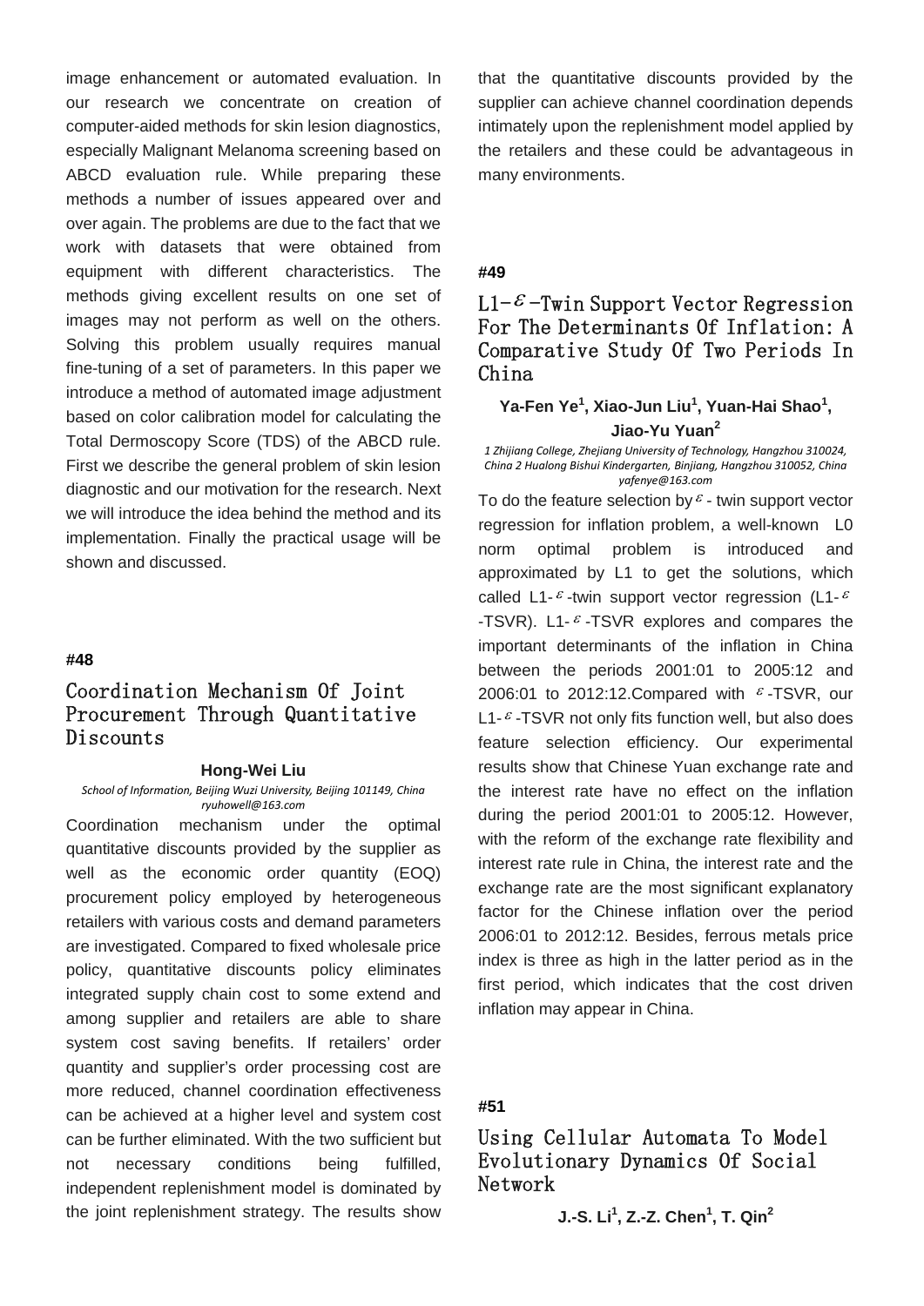image enhancement or automated evaluation. In our research we concentrate on creation of computer-aided methods for skin lesion diagnostics, especially Malignant Melanoma screening based on ABCD evaluation rule. While preparing these methods a number of issues appeared over and over again. The problems are due to the fact that we work with datasets that were obtained from equipment with different characteristics. The methods giving excellent results on one set of images may not perform as well on the others. Solving this problem usually requires manual fine-tuning of a set of parameters. In this paper we introduce a method of automated image adjustment based on color calibration model for calculating the Total Dermoscopy Score (TDS) of the ABCD rule. First we describe the general problem of skin lesion diagnostic and our motivation for the research. Next we will introduce the idea behind the method and its implementation. Finally the practical usage will be shown and discussed.

**#48**

## Coordination Mechanism Of Joint Procurement Through Quantitative Discounts

**Hong-Wei Liu**

*School of Information, Beijing Wuzi University, Beijing 101149, China*
*ryuhowell@163.com*

Coordination mechanism under the optimal quantitative discounts provided by the supplier as well as the economic order quantity (EOQ) procurement policy employed by heterogeneous retailers with various costs and demand parameters are investigated. Compared to fixed wholesale price policy, quantitative discounts policy eliminates integrated supply chain cost to some extend and among supplier and retailers are able to share system cost saving benefits. If retailers' order quantity and supplier's order processing cost are more reduced, channel coordination effectiveness can be achieved at a higher level and system cost can be further eliminated. With the two sufficient but not necessary conditions being fulfilled, independent replenishment model is dominated by the joint replenishment strategy. The results show that the quantitative discounts provided by the supplier can achieve channel coordination depends intimately upon the replenishment model applied by the retailers and these could be advantageous in many environments.

**#49**

## L1-$\varepsilon$-Twin Support Vector Regression For The Determinants Of Inflation: A Comparative Study Of Two Periods In China

**Ya-Fen Ye[1], Xiao-Jun Liu[1], Yuan-Hai Shao[1], Jiao-Yu Yuan[2]**

*1 Zhijiang College, Zhejiang University of Technology, Hangzhou 310024, China 2 Hualong Bishui Kindergarten, Binjiang, Hangzhou 310052, China*
*yafenye@163.com*

To do the feature selection by $\varepsilon$- twin support vector regression for inflation problem, a well-known L0 norm optimal problem is introduced and approximated by L1 to get the solutions, which called L1-$\varepsilon$-twin support vector regression (L1-$\varepsilon$-TSVR). L1-$\varepsilon$-TSVR explores and compares the important determinants of the inflation in China between the periods 2001:01 to 2005:12 and 2006:01 to 2012:12.Compared with $\varepsilon$-TSVR, our L1-$\varepsilon$-TSVR not only fits function well, but also does feature selection efficiency. Our experimental results show that Chinese Yuan exchange rate and the interest rate have no effect on the inflation during the period 2001:01 to 2005:12. However, with the reform of the exchange rate flexibility and interest rate rule in China, the interest rate and the exchange rate are the most significant explanatory factor for the Chinese inflation over the period 2006:01 to 2012:12. Besides, ferrous metals price index is three as high in the latter period as in the first period, which indicates that the cost driven inflation may appear in China.

**#51**

## Using Cellular Automata To Model Evolutionary Dynamics Of Social Network

**J.-S. Li[1], Z.-Z. Chen[1], T. Qin[2]**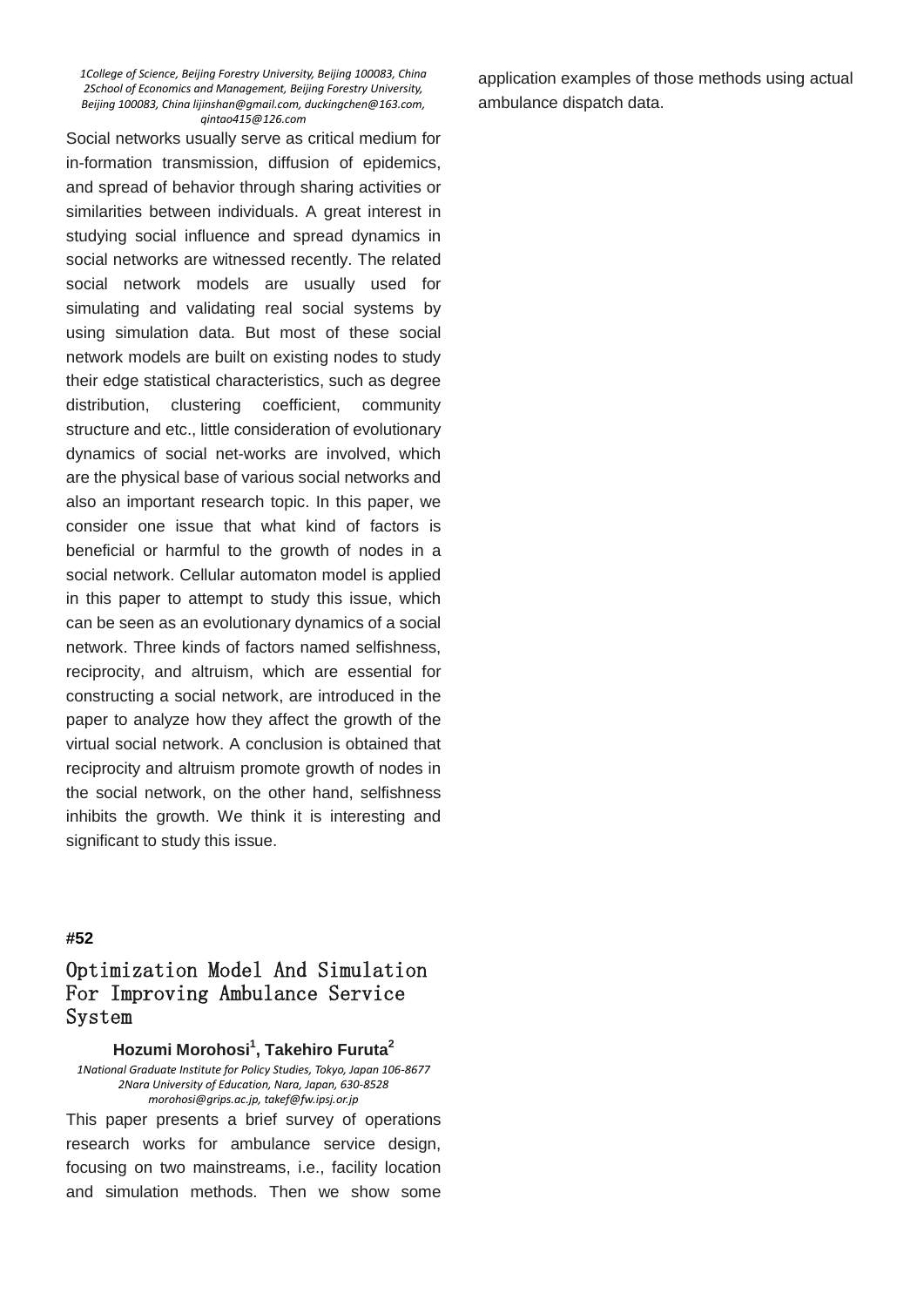1College of Science, Beijing Forestry University, Beijing 100083, China
2School of Economics and Management, Beijing Forestry University, Beijing 100083, China lijinshan@gmail.com, duckingchen@163.com, qintao415@126.com

Social networks usually serve as critical medium for in-formation transmission, diffusion of epidemics, and spread of behavior through sharing activities or similarities between individuals. A great interest in studying social influence and spread dynamics in social networks are witnessed recently. The related social network models are usually used for simulating and validating real social systems by using simulation data. But most of these social network models are built on existing nodes to study their edge statistical characteristics, such as degree distribution, clustering coefficient, community structure and etc., little consideration of evolutionary dynamics of social net-works are involved, which are the physical base of various social networks and also an important research topic. In this paper, we consider one issue that what kind of factors is beneficial or harmful to the growth of nodes in a social network. Cellular automaton model is applied in this paper to attempt to study this issue, which can be seen as an evolutionary dynamics of a social network. Three kinds of factors named selfishness, reciprocity, and altruism, which are essential for constructing a social network, are introduced in the paper to analyze how they affect the growth of the virtual social network. A conclusion is obtained that reciprocity and altruism promote growth of nodes in the social network, on the other hand, selfishness inhibits the growth. We think it is interesting and significant to study this issue.

**#52**

## Optimization Model And Simulation For Improving Ambulance Service System

**Hozumi Morohosi[1], Takehiro Furuta[2]**

*1National Graduate Institute for Policy Studies, Tokyo, Japan 106-8677*
*2Nara University of Education, Nara, Japan, 630-8528*
*morohosi@grips.ac.jp, takef@fw.ipsj.or.jp*

This paper presents a brief survey of operations research works for ambulance service design, focusing on two mainstreams, i.e., facility location and simulation methods. Then we show some application examples of those methods using actual ambulance dispatch data.